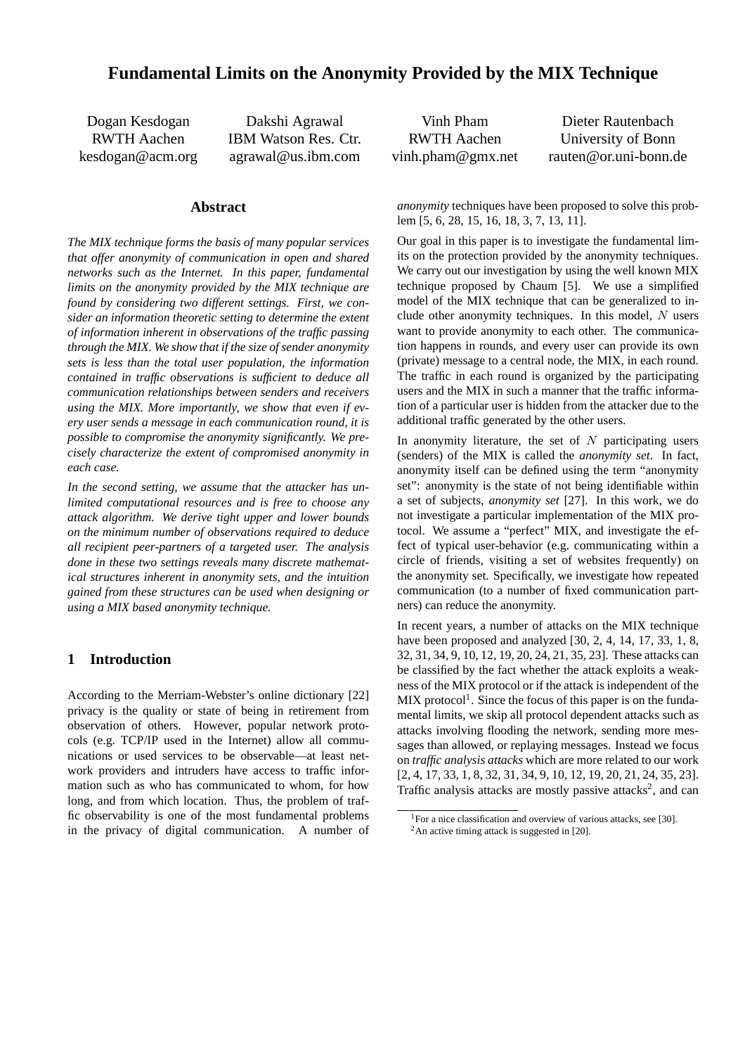# Fundamental Limits on the Anonymity Provided by the MIX Technique

Dogan Kesdogan
RWTH Aachen
kesdogan@acm.org

Dakshi Agrawal
IBM Watson Res. Ctr.
agrawal@us.ibm.com

Vinh Pham
RWTH Aachen
vinh.pham@gmx.net

Dieter Rautenbach
University of Bonn
rauten@or.uni-bonn.de

## Abstract

*The MIX technique forms the basis of many popular services that offer anonymity of communication in open and shared networks such as the Internet. In this paper, fundamental limits on the anonymity provided by the MIX technique are found by considering two different settings. First, we consider an information theoretic setting to determine the extent of information inherent in observations of the traffic passing through the MIX. We show that if the size of sender anonymity sets is less than the total user population, the information contained in traffic observations is sufficient to deduce all communication relationships between senders and receivers using the MIX. More importantly, we show that even if every user sends a message in each communication round, it is possible to compromise the anonymity significantly. We precisely characterize the extent of compromised anonymity in each case.*

*In the second setting, we assume that the attacker has unlimited computational resources and is free to choose any attack algorithm. We derive tight upper and lower bounds on the minimum number of observations required to deduce all recipient peer-partners of a targeted user. The analysis done in these two settings reveals many discrete mathematical structures inherent in anonymity sets, and the intuition gained from these structures can be used when designing or using a MIX based anonymity technique.*

## 1 Introduction

According to the Merriam-Webster's online dictionary [22] privacy is the quality or state of being in retirement from observation of others. However, popular network protocols (e.g. TCP/IP used in the Internet) allow all communications or used services to be observable—at least network providers and intruders have access to traffic information such as who has communicated to whom, for how long, and from which location. Thus, the problem of traffic observability is one of the most fundamental problems in the privacy of digital communication. A number of *anonymity* techniques have been proposed to solve this problem [5, 6, 28, 15, 16, 18, 3, 7, 13, 11].

Our goal in this paper is to investigate the fundamental limits on the protection provided by the anonymity techniques. We carry out our investigation by using the well known MIX technique proposed by Chaum [5]. We use a simplified model of the MIX technique that can be generalized to include other anonymity techniques. In this model, $N$ users want to provide anonymity to each other. The communication happens in rounds, and every user can provide its own (private) message to a central node, the MIX, in each round. The traffic in each round is organized by the participating users and the MIX in such a manner that the traffic information of a particular user is hidden from the attacker due to the additional traffic generated by the other users.

In anonymity literature, the set of $N$ participating users (senders) of the MIX is called the *anonymity set*. In fact, anonymity itself can be defined using the term "anonymity set": anonymity is the state of not being identifiable within a set of subjects, *anonymity set* [27]. In this work, we do not investigate a particular implementation of the MIX protocol. We assume a "perfect" MIX, and investigate the effect of typical user-behavior (e.g. communicating within a circle of friends, visiting a set of websites frequently) on the anonymity set. Specifically, we investigate how repeated communication (to a number of fixed communication partners) can reduce the anonymity.

In recent years, a number of attacks on the MIX technique have been proposed and analyzed [30, 2, 4, 14, 17, 33, 1, 8, 32, 31, 34, 9, 10, 12, 19, 20, 24, 21, 35, 23]. These attacks can be classified by the fact whether the attack exploits a weakness of the MIX protocol or if the attack is independent of the MIX protocol[1]. Since the focus of this paper is on the fundamental limits, we skip all protocol dependent attacks such as attacks involving flooding the network, sending more messages than allowed, or replaying messages. Instead we focus on *traffic analysis attacks* which are more related to our work [2, 4, 17, 33, 1, 8, 32, 31, 34, 9, 10, 12, 19, 20, 21, 24, 35, 23]. Traffic analysis attacks are mostly passive attacks[2], and can

[1] For a nice classification and overview of various attacks, see [30].

[2] An active timing attack is suggested in [20].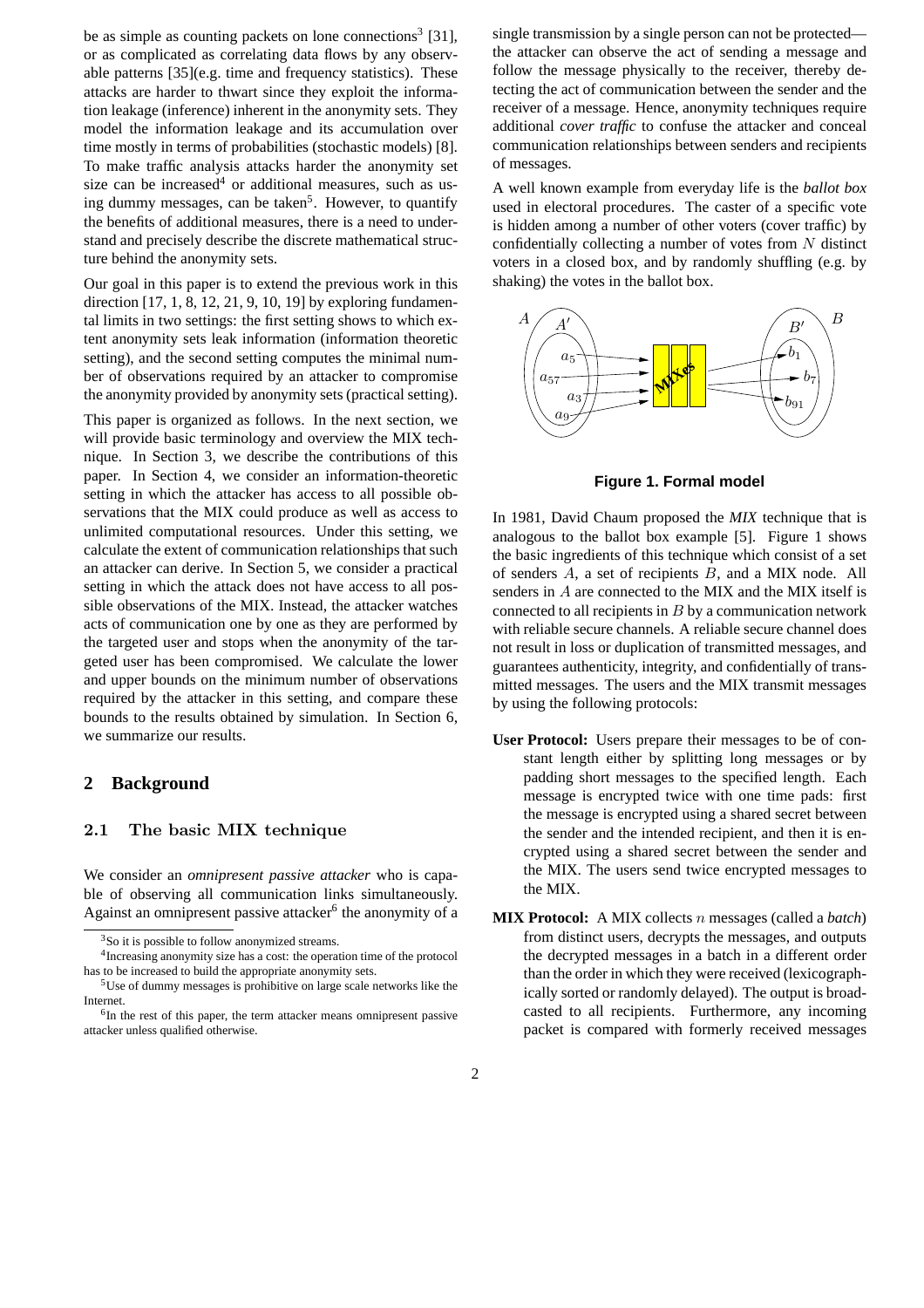be as simple as counting packets on lone connections[3] [31], or as complicated as correlating data flows by any observable patterns [35](e.g. time and frequency statistics). These attacks are harder to thwart since they exploit the information leakage (inference) inherent in the anonymity sets. They model the information leakage and its accumulation over time mostly in terms of probabilities (stochastic models) [8]. To make traffic analysis attacks harder the anonymity set size can be increased[4] or additional measures, such as using dummy messages, can be taken[5]. However, to quantify the benefits of additional measures, there is a need to understand and precisely describe the discrete mathematical structure behind the anonymity sets.

Our goal in this paper is to extend the previous work in this direction [17, 1, 8, 12, 21, 9, 10, 19] by exploring fundamental limits in two settings: the first setting shows to which extent anonymity sets leak information (information theoretic setting), and the second setting computes the minimal number of observations required by an attacker to compromise the anonymity provided by anonymity sets (practical setting).

This paper is organized as follows. In the next section, we will provide basic terminology and overview the MIX technique. In Section 3, we describe the contributions of this paper. In Section 4, we consider an information-theoretic setting in which the attacker has access to all possible observations that the MIX could produce as well as access to unlimited computational resources. Under this setting, we calculate the extent of communication relationships that such an attacker can derive. In Section 5, we consider a practical setting in which the attack does not have access to all possible observations of the MIX. Instead, the attacker watches acts of communication one by one as they are performed by the targeted user and stops when the anonymity of the targeted user has been compromised. We calculate the lower and upper bounds on the minimum number of observations required by the attacker in this setting, and compare these bounds to the results obtained by simulation. In Section 6, we summarize our results.

## 2 Background

### 2.1 The basic MIX technique

We consider an *omnipresent passive attacker* who is capable of observing all communication links simultaneously. Against an omnipresent passive attacker[6] the anonymity of a single transmission by a single person can not be protected—the attacker can observe the act of sending a message and follow the message physically to the receiver, thereby detecting the act of communication between the sender and the receiver of a message. Hence, anonymity techniques require additional *cover traffic* to confuse the attacker and conceal communication relationships between senders and recipients of messages.

A well known example from everyday life is the *ballot box* used in electoral procedures. The caster of a specific vote is hidden among a number of other voters (cover traffic) by confidentially collecting a number of votes from $N$ distinct voters in a closed box, and by randomly shuffling (e.g. by shaking) the votes in the ballot box.

**Figure 1. Formal model**

In 1981, David Chaum proposed the *MIX* technique that is analogous to the ballot box example [5]. Figure 1 shows the basic ingredients of this technique which consist of a set of senders $A$, a set of recipients $B$, and a MIX node. All senders in $A$ are connected to the MIX and the MIX itself is connected to all recipients in $B$ by a communication network with reliable secure channels. A reliable secure channel does not result in loss or duplication of transmitted messages, and guarantees authenticity, integrity, and confidentially of transmitted messages. The users and the MIX transmit messages by using the following protocols:

**User Protocol:** Users prepare their messages to be of constant length either by splitting long messages or by padding short messages to the specified length. Each message is encrypted twice with one time pads: first the message is encrypted using a shared secret between the sender and the intended recipient, and then it is encrypted using a shared secret between the sender and the MIX. The users send twice encrypted messages to the MIX.

**MIX Protocol:** A MIX collects $n$ messages (called a *batch*) from distinct users, decrypts the messages, and outputs the decrypted messages in a batch in a different order than the order in which they were received (lexicographically sorted or randomly delayed). The output is broadcasted to all recipients. Furthermore, any incoming packet is compared with formerly received messages

[3] So it is possible to follow anonymized streams.

[4] Increasing anonymity size has a cost: the operation time of the protocol has to be increased to build the appropriate anonymity sets.

[5] Use of dummy messages is prohibitive on large scale networks like the Internet.

[6] In the rest of this paper, the term attacker means omnipresent passive attacker unless qualified otherwise.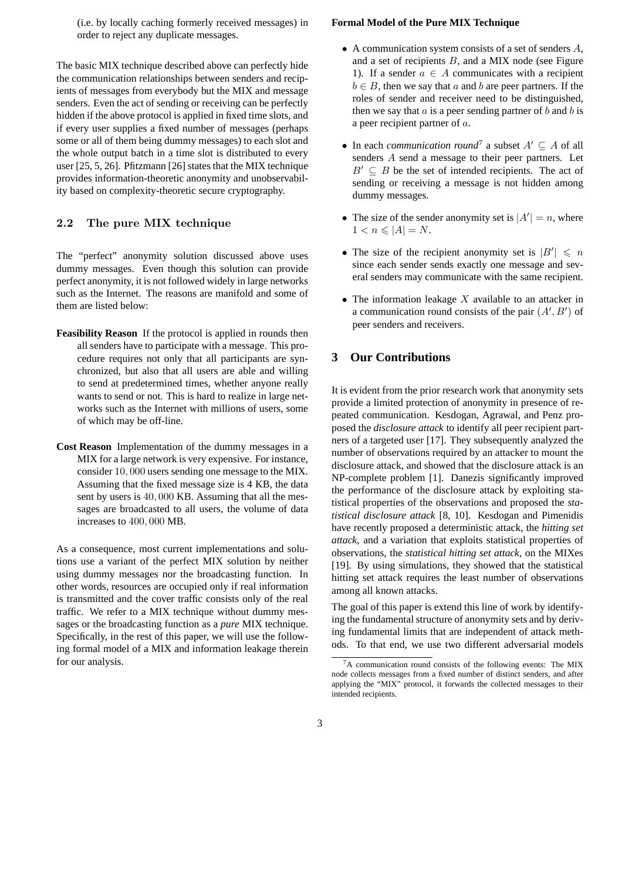(i.e. by locally caching formerly received messages) in order to reject any duplicate messages.

The basic MIX technique described above can perfectly hide the communication relationships between senders and recipients of messages from everybody but the MIX and message senders. Even the act of sending or receiving can be perfectly hidden if the above protocol is applied in fixed time slots, and if every user supplies a fixed number of messages (perhaps some or all of them being dummy messages) to each slot and the whole output batch in a time slot is distributed to every user [25, 5, 26]. Pfitzmann [26] states that the MIX technique provides information-theoretic anonymity and unobservability based on complexity-theoretic secure cryptography.

### 2.2 The pure MIX technique

The "perfect" anonymity solution discussed above uses dummy messages. Even though this solution can provide perfect anonymity, it is not followed widely in large networks such as the Internet. The reasons are manifold and some of them are listed below:

**Feasibility Reason** If the protocol is applied in rounds then all senders have to participate with a message. This procedure requires not only that all participants are synchronized, but also that all users are able and willing to send at predetermined times, whether anyone really wants to send or not. This is hard to realize in large networks such as the Internet with millions of users, some of which may be off-line.

**Cost Reason** Implementation of the dummy messages in a MIX for a large network is very expensive. For instance, consider $10,000$ users sending one message to the MIX. Assuming that the fixed message size is 4 KB, the data sent by users is $40,000$ KB. Assuming that all the messages are broadcasted to all users, the volume of data increases to $400,000$ MB.

As a consequence, most current implementations and solutions use a variant of the perfect MIX solution by neither using dummy messages nor the broadcasting function. In other words, resources are occupied only if real information is transmitted and the cover traffic consists only of the real traffic. We refer to a MIX technique without dummy messages or the broadcasting function as a *pure* MIX technique. Specifically, in the rest of this paper, we will use the following formal model of a MIX and information leakage therein for our analysis.

**Formal Model of the Pure MIX Technique**

- A communication system consists of a set of senders $A$, and a set of recipients $B$, and a MIX node (see Figure 1). If a sender $a \in A$ communicates with a recipient $b \in B$, then we say that $a$ and $b$ are peer partners. If the roles of sender and receiver need to be distinguished, then we say that $a$ is a peer sending partner of $b$ and $b$ is a peer recipient partner of $a$.
- In each *communication round*[7] a subset $A' \subseteq A$ of all senders $A$ send a message to their peer partners. Let $B' \subseteq B$ be the set of intended recipients. The act of sending or receiving a message is not hidden among dummy messages.
- The size of the sender anonymity set is $|A'| = n$, where $1 < n \leqslant |A| = N$.
- The size of the recipient anonymity set is $|B'| \leqslant n$ since each sender sends exactly one message and several senders may communicate with the same recipient.
- The information leakage $X$ available to an attacker in a communication round consists of the pair $(A', B')$ of peer senders and receivers.

## 3 Our Contributions

It is evident from the prior research work that anonymity sets provide a limited protection of anonymity in presence of repeated communication. Kesdogan, Agrawal, and Penz proposed the *disclosure attack* to identify all peer recipient partners of a targeted user [17]. They subsequently analyzed the number of observations required by an attacker to mount the disclosure attack, and showed that the disclosure attack is an NP-complete problem [1]. Danezis significantly improved the performance of the disclosure attack by exploiting statistical properties of the observations and proposed the *statistical disclosure attack* [8, 10]. Kesdogan and Pimenidis have recently proposed a deterministic attack, the *hitting set attack*, and a variation that exploits statistical properties of observations, the *statistical hitting set attack*, on the MIXes [19]. By using simulations, they showed that the statistical hitting set attack requires the least number of observations among all known attacks.

The goal of this paper is extend this line of work by identifying the fundamental structure of anonymity sets and by deriving fundamental limits that are independent of attack methods. To that end, we use two different adversarial models

[7] A communication round consists of the following events: The MIX node collects messages from a fixed number of distinct senders, and after applying the "MIX" protocol, it forwards the collected messages to their intended recipients.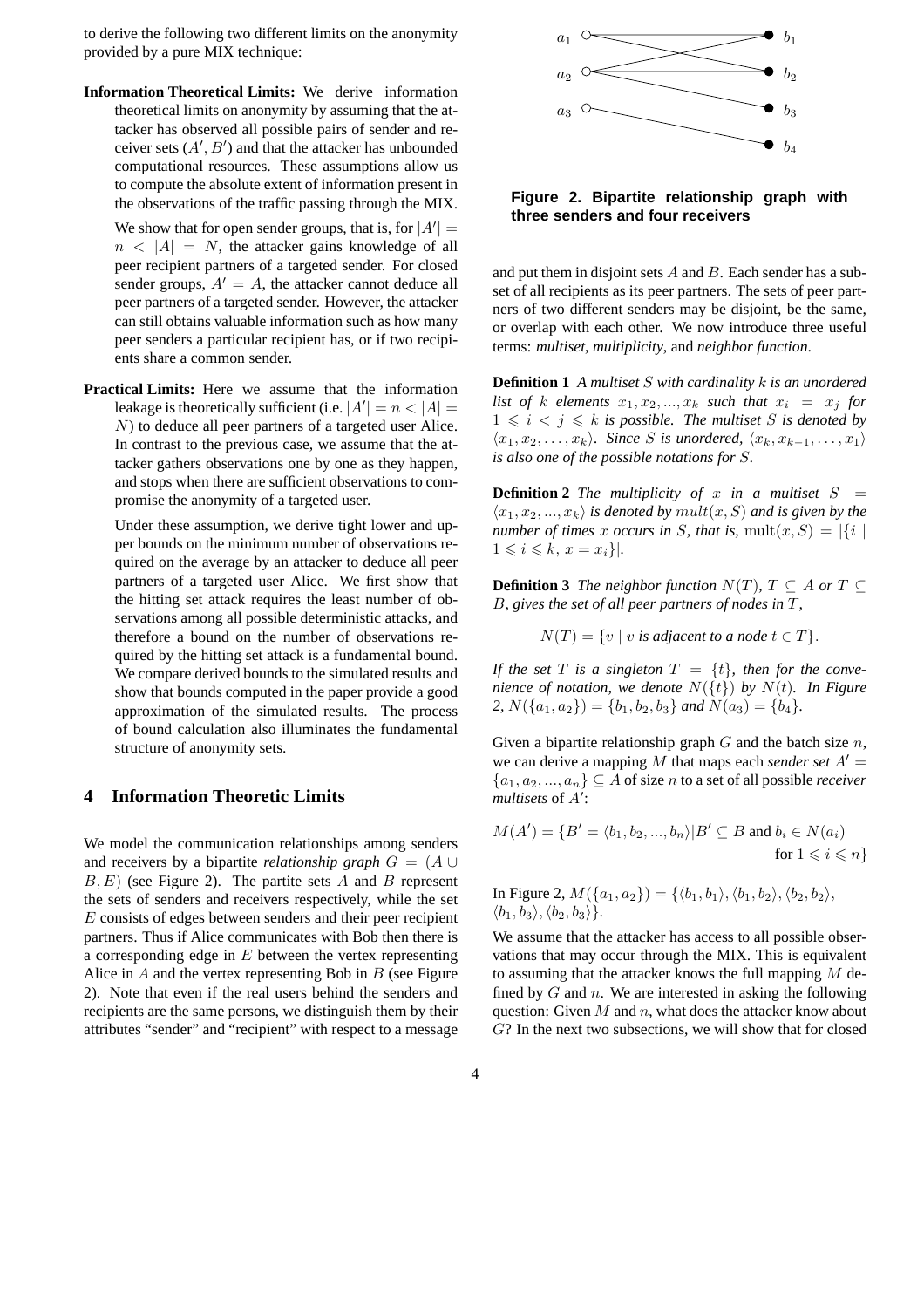to derive the following two different limits on the anonymity provided by a pure MIX technique:

**Information Theoretical Limits:** We derive information theoretical limits on anonymity by assuming that the attacker has observed all possible pairs of sender and receiver sets $(A', B')$ and that the attacker has unbounded computational resources. These assumptions allow us to compute the absolute extent of information present in the observations of the traffic passing through the MIX.

We show that for open sender groups, that is, for $|A'| = n < |A| = N$, the attacker gains knowledge of all peer recipient partners of a targeted sender. For closed sender groups, $A' = A$, the attacker cannot deduce all peer partners of a targeted sender. However, the attacker can still obtains valuable information such as how many peer senders a particular recipient has, or if two recipients share a common sender.

**Practical Limits:** Here we assume that the information leakage is theoretically sufficient (i.e. $|A'| = n < |A| = N$) to deduce all peer partners of a targeted user Alice. In contrast to the previous case, we assume that the attacker gathers observations one by one as they happen, and stops when there are sufficient observations to compromise the anonymity of a targeted user.

Under these assumption, we derive tight lower and upper bounds on the minimum number of observations required on the average by an attacker to deduce all peer partners of a targeted user Alice. We first show that the hitting set attack requires the least number of observations among all possible deterministic attacks, and therefore a bound on the number of observations required by the hitting set attack is a fundamental bound. We compare derived bounds to the simulated results and show that bounds computed in the paper provide a good approximation of the simulated results. The process of bound calculation also illuminates the fundamental structure of anonymity sets.

## 4 Information Theoretic Limits

We model the communication relationships among senders and receivers by a bipartite *relationship graph* $G = (A \cup B, E)$ (see Figure 2). The partite sets $A$ and $B$ represent the sets of senders and receivers respectively, while the set $E$ consists of edges between senders and their peer recipient partners. Thus if Alice communicates with Bob then there is a corresponding edge in $E$ between the vertex representing Alice in $A$ and the vertex representing Bob in $B$ (see Figure 2). Note that even if the real users behind the senders and recipients are the same persons, we distinguish them by their attributes "sender" and "recipient" with respect to a message

**Figure 2. Bipartite relationship graph with three senders and four receivers**

and put them in disjoint sets $A$ and $B$. Each sender has a subset of all recipients as its peer partners. The sets of peer partners of two different senders may be disjoint, be the same, or overlap with each other. We now introduce three useful terms: *multiset*, *multiplicity*, and *neighbor function*.

**Definition 1** *A multiset $S$ with cardinality $k$ is an unordered list of $k$ elements $x_1, x_2, ..., x_k$ such that $x_i = x_j$ for $1 \leqslant i < j \leqslant k$ is possible. The multiset $S$ is denoted by $\langle x_1, x_2, \ldots, x_k \rangle$. Since $S$ is unordered, $\langle x_k, x_{k-1}, \ldots, x_1 \rangle$ is also one of the possible notations for $S$.*

**Definition 2** *The multiplicity of $x$ in a multiset $S = \langle x_1, x_2, ..., x_k \rangle$ is denoted by $mult(x, S)$ and is given by the number of times $x$ occurs in $S$, that is, $\mathrm{mult}(x, S) = |\{i \mid 1 \leqslant i \leqslant k,\ x = x_i\}|$.*

**Definition 3** *The neighbor function $N(T)$, $T \subseteq A$ or $T \subseteq B$, gives the set of all peer partners of nodes in $T$,*

$$N(T) = \{v \mid v \text{ is adjacent to a node } t \in T\}.$$

*If the set $T$ is a singleton $T = \{t\}$, then for the convenience of notation, we denote $N(\{t\})$ by $N(t)$. In Figure 2, $N(\{a_1, a_2\}) = \{b_1, b_2, b_3\}$ and $N(a_3) = \{b_4\}$.*

Given a bipartite relationship graph $G$ and the batch size $n$, we can derive a mapping $M$ that maps each *sender set* $A' = \{a_1, a_2, ..., a_n\} \subseteq A$ of size $n$ to a set of all possible *receiver multisets* of $A'$:

$$M(A') = \{B' = \langle b_1, b_2, ..., b_n \rangle | B' \subseteq B \text{ and } b_i \in N(a_i) \text{ for } 1 \leqslant i \leqslant n\}$$

In Figure 2, $M(\{a_1, a_2\}) = \{\langle b_1, b_1 \rangle, \langle b_1, b_2 \rangle, \langle b_2, b_2 \rangle, \langle b_1, b_3 \rangle, \langle b_2, b_3 \rangle\}$.

We assume that the attacker has access to all possible observations that may occur through the MIX. This is equivalent to assuming that the attacker knows the full mapping $M$ defined by $G$ and $n$. We are interested in asking the following question: Given $M$ and $n$, what does the attacker know about $G$? In the next two subsections, we will show that for closed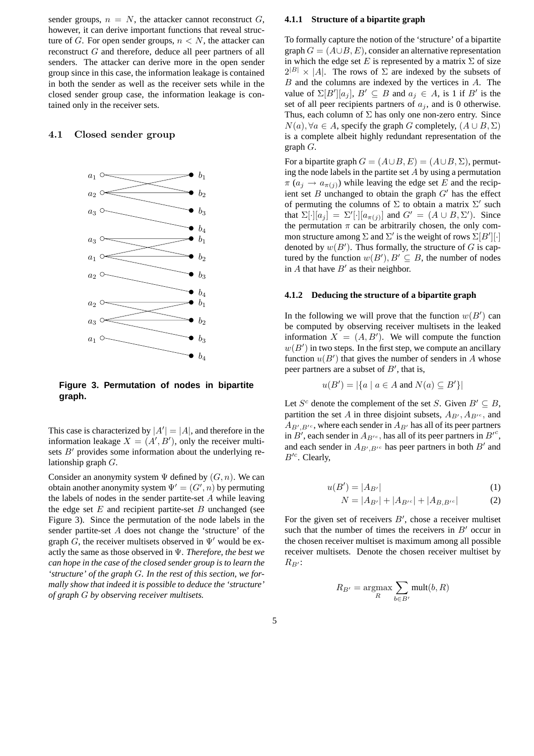sender groups, $n = N$, the attacker cannot reconstruct $G$, however, it can derive important functions that reveal structure of $G$. For open sender groups, $n < N$, the attacker can reconstruct $G$ and therefore, deduce all peer partners of all senders. The attacker can derive more in the open sender group since in this case, the information leakage is contained in both the sender as well as the receiver sets while in the closed sender group case, the information leakage is contained only in the receiver sets.

## 4.1 Closed sender group

**Figure 3. Permutation of nodes in bipartite graph.**

This case is characterized by $|A'| = |A|$, and therefore in the information leakage $X = (A', B')$, only the receiver multisets $B'$ provides some information about the underlying relationship graph $G$.

Consider an anonymity system $\Psi$ defined by $(G, n)$. We can obtain another anonymity system $\Psi' = (G', n)$ by permuting the labels of nodes in the sender partite-set $A$ while leaving the edge set $E$ and recipient partite-set $B$ unchanged (see Figure 3). Since the permutation of the node labels in the sender partite-set $A$ does not change the 'structure' of the graph $G$, the receiver multisets observed in $\Psi'$ would be exactly the same as those observed in $\Psi$. *Therefore, the best we can hope in the case of the closed sender group is to learn the 'structure' of the graph $G$. In the rest of this section, we formally show that indeed it is possible to deduce the 'structure' of graph $G$ by observing receiver multisets.*

### 4.1.1 Structure of a bipartite graph

To formally capture the notion of the 'structure' of a bipartite graph $G = (A \cup B, E)$, consider an alternative representation in which the edge set $E$ is represented by a matrix $\Sigma$ of size $2^{|B|} \times |A|$. The rows of $\Sigma$ are indexed by the subsets of $B$ and the columns are indexed by the vertices in $A$. The value of $\Sigma[B'][a_j]$, $B' \subseteq B$ and $a_j \in A$, is 1 if $B'$ is the set of all peer recipients partners of $a_j$, and is 0 otherwise. Thus, each column of $\Sigma$ has only one non-zero entry. Since $N(a), \forall a \in A$, specify the graph $G$ completely, $(A \cup B, \Sigma)$ is a complete albeit highly redundant representation of the graph $G$.

For a bipartite graph $G = (A \cup B, E) = (A \cup B, \Sigma)$, permuting the node labels in the partite set $A$ by using a permutation $\pi$ ($a_j \rightarrow a_{\pi(j)}$) while leaving the edge set $E$ and the recipient set $B$ unchanged to obtain the graph $G'$ has the effect of permuting the columns of $\Sigma$ to obtain a matrix $\Sigma'$ such that $\Sigma[\cdot][a_j] = \Sigma'[\cdot][a_{\pi(j)}]$ and $G' = (A \cup B, \Sigma')$. Since the permutation $\pi$ can be arbitrarily chosen, the only common structure among $\Sigma$ and $\Sigma'$ is the weight of rows $\Sigma[B'][\cdot]$ denoted by $w(B')$. Thus formally, the structure of $G$ is captured by the function $w(B'), B' \subseteq B$, the number of nodes in $A$ that have $B'$ as their neighbor.

### 4.1.2 Deducing the structure of a bipartite graph

In the following we will prove that the function $w(B')$ can be computed by observing receiver multisets in the leaked information $X = (A, B')$. We will compute the function $w(B')$ in two steps. In the first step, we compute an ancillary function $u(B')$ that gives the number of senders in $A$ whose peer partners are a subset of $B'$, that is,

$$u(B') = |\{a \mid a \in A \text{ and } N(a) \subseteq B'\}|$$

Let $S^c$ denote the complement of the set $S$. Given $B' \subseteq B$, partition the set $A$ in three disjoint subsets, $A_{B'}, A_{B'^c}$, and $A_{B',B'^c}$, where each sender in $A_{B'}$ has all of its peer partners in $B'$, each sender in $A_{B'^c}$, has all of its peer partners in ${B'}^c$, and each sender in $A_{B',B'^c}$ has peer partners in both $B'$ and $B'^c$. Clearly,

$$u(B') = |A_{B'}| \tag{1}$$

$$N = |A_{B'}| + |A_{B'^c}| + |A_{B,B'^c}| \tag{2}$$

For the given set of receivers $B'$, chose a receiver multiset such that the number of times the receivers in $B'$ occur in the chosen receiver multiset is maximum among all possible receiver multisets. Denote the chosen receiver multiset by $R_{B'}$:

$$R_{B'} = \underset{R}{\operatorname{argmax}} \sum_{b \in B'} \text{mult}(b, R)$$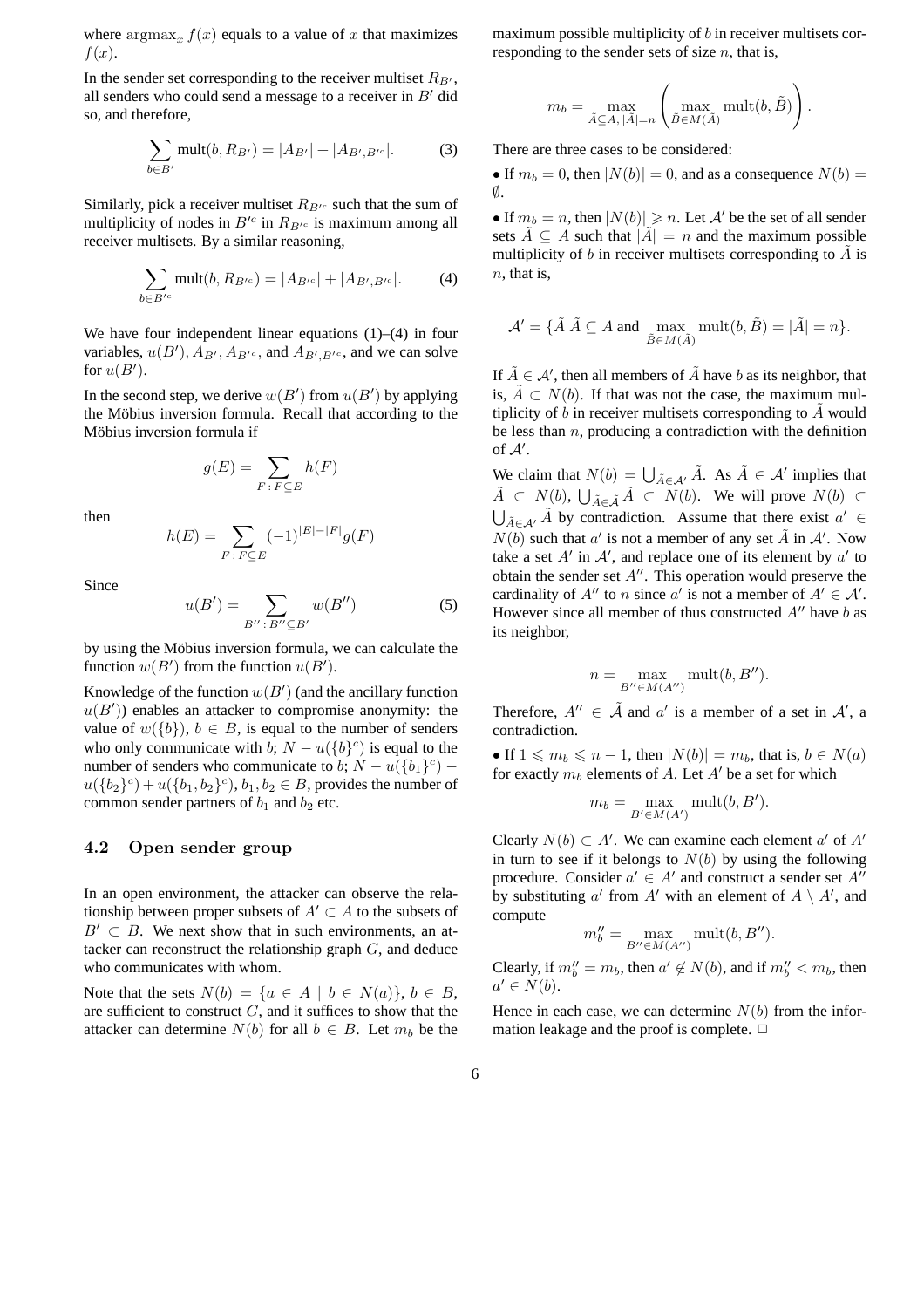where $\operatorname{argmax}_x f(x)$ equals to a value of $x$ that maximizes $f(x)$.

In the sender set corresponding to the receiver multiset $R_{B'}$, all senders who could send a message to a receiver in $B'$ did so, and therefore,

$$\sum_{b \in B'} \text{mult}(b, R_{B'}) = |A_{B'}| + |A_{B', B'^c}|. \tag{3}$$

Similarly, pick a receiver multiset $R_{B'^c}$ such that the sum of multiplicity of nodes in $B'^c$ in $R_{B'^c}$ is maximum among all receiver multisets. By a similar reasoning,

$$\sum_{b \in B'^c} \text{mult}(b, R_{B'^c}) = |A_{B'^c}| + |A_{B', B'^c}|. \tag{4}$$

We have four independent linear equations (1)–(4) in four variables, $u(B')$, $A_{B'}$, $A_{B'^c}$, and $A_{B', B'^c}$, and we can solve for $u(B')$.

In the second step, we derive $w(B')$ from $u(B')$ by applying the Möbius inversion formula. Recall that according to the Möbius inversion formula if

$$g(E) = \sum_{F : F \subseteq E} h(F)$$

then

$$h(E) = \sum_{F : F \subseteq E} (-1)^{|E| - |F|} g(F)$$

Since

$$u(B') = \sum_{B'' : B'' \subseteq B'} w(B'') \tag{5}$$

by using the Möbius inversion formula, we can calculate the function $w(B')$ from the function $u(B')$.

Knowledge of the function $w(B')$ (and the ancillary function $u(B')$) enables an attacker to compromise anonymity: the value of $w(\{b\})$, $b \in B$, is equal to the number of senders who only communicate with $b$; $N - u(\{b\}^c)$ is equal to the number of senders who communicate to $b$; $N - u(\{b_1\}^c) - u(\{b_2\}^c) + u(\{b_1, b_2\}^c)$, $b_1, b_2 \in B$, provides the number of common sender partners of $b_1$ and $b_2$ etc.

### 4.2 Open sender group

In an open environment, the attacker can observe the relationship between proper subsets of $A' \subset A$ to the subsets of $B' \subset B$. We next show that in such environments, an attacker can reconstruct the relationship graph $G$, and deduce who communicates with whom.

Note that the sets $N(b) = \{a \in A \mid b \in N(a)\}$, $b \in B$, are sufficient to construct $G$, and it suffices to show that the attacker can determine $N(b)$ for all $b \in B$. Let $m_b$ be the maximum possible multiplicity of $b$ in receiver multisets corresponding to the sender sets of size $n$, that is,

$$m_b = \max_{\tilde{A} \subseteq A, |\tilde{A}| = n} \left( \max_{\tilde{B} \in M(\tilde{A})} \text{mult}(b, \tilde{B}) \right).$$

There are three cases to be considered:

- If $m_b = 0$, then $|N(b)| = 0$, and as a consequence $N(b) = \emptyset$.

- If $m_b = n$, then $|N(b)| \geqslant n$. Let $\mathcal{A}'$ be the set of all sender sets $\tilde{A} \subseteq A$ such that $|\tilde{A}| = n$ and the maximum possible multiplicity of $b$ in receiver multisets corresponding to $\tilde{A}$ is $n$, that is,

$$\mathcal{A}' = \{\tilde{A} | \tilde{A} \subseteq A \text{ and } \max_{\tilde{B} \in M(\tilde{A})} \text{mult}(b, \tilde{B}) = |\tilde{A}| = n\}.$$

If $\tilde{A} \in \mathcal{A}'$, then all members of $\tilde{A}$ have $b$ as its neighbor, that is, $\tilde{A} \subset N(b)$. If that was not the case, the maximum multiplicity of $b$ in receiver multisets corresponding to $\tilde{A}$ would be less than $n$, producing a contradiction with the definition of $\mathcal{A}'$.

We claim that $N(b) = \bigcup_{\tilde{A} \in \mathcal{A}'} \tilde{A}$. As $\tilde{A} \in \mathcal{A}'$ implies that $\tilde{A} \subset N(b)$, $\bigcup_{\tilde{A} \in \tilde{\mathcal{A}}} \tilde{A} \subset N(b)$. We will prove $N(b) \subset \bigcup_{\tilde{A} \in \mathcal{A}'} \tilde{A}$ by contradiction. Assume that there exist $a' \in N(b)$ such that $a'$ is not a member of any set $\tilde{A}$ in $\mathcal{A}'$. Now take a set $A'$ in $\mathcal{A}'$, and replace one of its element by $a'$ to obtain the sender set $A''$. This operation would preserve the cardinality of $A''$ to $n$ since $a'$ is not a member of $A' \in \mathcal{A}'$. However since all member of thus constructed $A''$ have $b$ as its neighbor,

$$n = \max_{B'' \in M(A'')} \text{mult}(b, B'').$$

Therefore, $A'' \in \tilde{\mathcal{A}}$ and $a'$ is a member of a set in $\mathcal{A}'$, a contradiction.

- If $1 \leqslant m_b \leqslant n - 1$, then $|N(b)| = m_b$, that is, $b \in N(a)$ for exactly $m_b$ elements of $A$. Let $A'$ be a set for which

$$m_b = \max_{B' \in M(A')} \text{mult}(b, B').$$

Clearly $N(b) \subset A'$. We can examine each element $a'$ of $A'$ in turn to see if it belongs to $N(b)$ by using the following procedure. Consider $a' \in A'$ and construct a sender set $A''$ by substituting $a'$ from $A'$ with an element of $A \setminus A'$, and compute

$$m''_b = \max_{B'' \in M(A'')} \text{mult}(b, B'').$$

Clearly, if $m''_b = m_b$, then $a' \notin N(b)$, and if $m''_b < m_b$, then $a' \in N(b)$.

Hence in each case, we can determine $N(b)$ from the information leakage and the proof is complete. $\Box$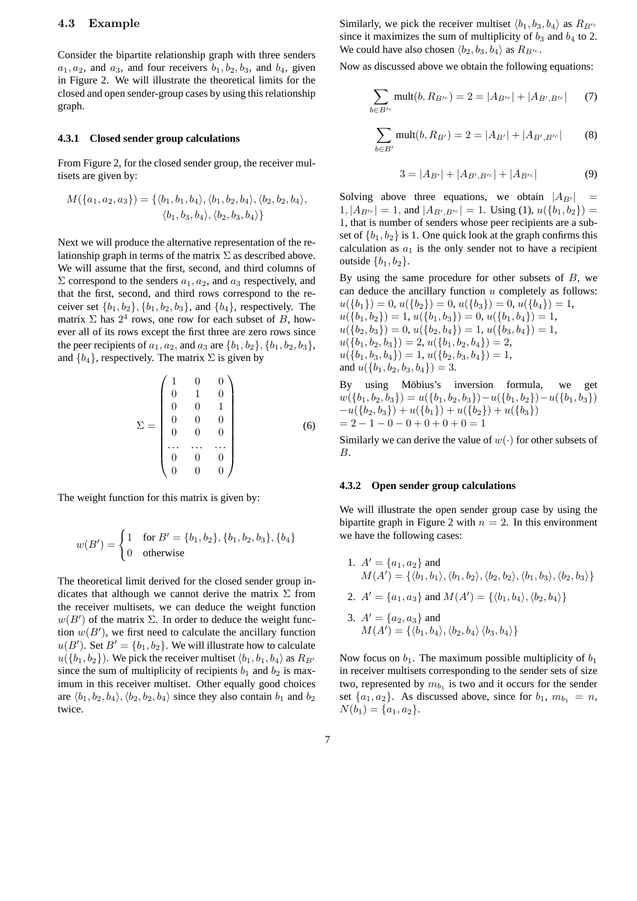### 4.3 Example

Consider the bipartite relationship graph with three senders $a_1, a_2$, and $a_3$, and four receivers $b_1, b_2, b_3$, and $b_4$, given in Figure 2. We will illustrate the theoretical limits for the closed and open sender-group cases by using this relationship graph.

#### 4.3.1 Closed sender group calculations

From Figure 2, for the closed sender group, the receiver multisets are given by:

$$M(\{a_1, a_2, a_3\}) = \{\langle b_1, b_1, b_4 \rangle, \langle b_1, b_2, b_4 \rangle, \langle b_2, b_2, b_4 \rangle, \langle b_1, b_3, b_4 \rangle, \langle b_2, b_3, b_4 \rangle\}$$

Next we will produce the alternative representation of the relationship graph in terms of the matrix $\Sigma$ as described above. We will assume that the first, second, and third columns of $\Sigma$ correspond to the senders $a_1, a_2$, and $a_3$ respectively, and that the first, second, and third rows correspond to the receiver set $\{b_1, b_2\}, \{b_1, b_2, b_3\}$, and $\{b_4\}$, respectively. The matrix $\Sigma$ has $2^4$ rows, one row for each subset of $B$, however all of its rows except the first three are zero rows since the peer recipients of $a_1, a_2$, and $a_3$ are $\{b_1, b_2\}, \{b_1, b_2, b_3\}$, and $\{b_4\}$, respectively. The matrix $\Sigma$ is given by

$$\Sigma = \begin{pmatrix} 1 & 0 & 0 \\ 0 & 1 & 0 \\ 0 & 0 & 1 \\ 0 & 0 & 0 \\ 0 & 0 & 0 \\ \dots & \dots & \dots \\ 0 & 0 & 0 \\ 0 & 0 & 0 \end{pmatrix} \tag{6}$$

The weight function for this matrix is given by:

$$w(B') = \begin{cases} 1 & \text{for } B' = \{b_1, b_2\}, \{b_1, b_2, b_3\}, \{b_4\} \\ 0 & \text{otherwise} \end{cases}$$

The theoretical limit derived for the closed sender group indicates that although we cannot derive the matrix $\Sigma$ from the receiver multisets, we can deduce the weight function $w(B')$ of the matrix $\Sigma$. In order to deduce the weight function $w(B')$, we first need to calculate the ancillary function $u(B')$. Set $B' = \{b_1, b_2\}$. We will illustrate how to calculate $u(\{b_1, b_2\})$. We pick the receiver multiset $\langle b_1, b_1, b_4 \rangle$ as $R_{B'}$ since the sum of multiplicity of recipients $b_1$ and $b_2$ is maximum in this receiver multiset. Other equally good choices are $\langle b_1, b_2, b_4 \rangle, \langle b_2, b_2, b_4 \rangle$ since they also contain $b_1$ and $b_2$ twice.

Similarly, we pick the receiver multiset $\langle b_1, b_3, b_4 \rangle$ as $R_{B'^c}$ since it maximizes the sum of multiplicity of $b_3$ and $b_4$ to 2. We could have also chosen $\langle b_2, b_3, b_4 \rangle$ as $R_{B'^c}$.

Now as discussed above we obtain the following equations:

$$\sum_{b \in B'^c} \text{mult}(b, R_{B'^c}) = 2 = |A_{B'^c}| + |A_{B', B'^c}| \tag{7}$$

$$\sum_{b \in B'} \text{mult}(b, R_{B'}) = 2 = |A_{B'}| + |A_{B', B'^c}| \tag{8}$$

$$3 = |A_{B'}| + |A_{B', B'^c}| + |A_{B'^c}| \tag{9}$$

Solving above three equations, we obtain $|A_{B'}| = 1, |A_{B'^c}| = 1$, and $|A_{B', B'^c}| = 1$. Using (1), $u(\{b_1, b_2\}) = 1$, that is number of senders whose peer recipients are a subset of $\{b_1, b_2\}$ is 1. One quick look at the graph confirms this calculation as $a_1$ is the only sender not to have a recipient outside $\{b_1, b_2\}$.

By using the same procedure for other subsets of $B$, we can deduce the ancillary function $u$ completely as follows: $u(\{b_1\}) = 0$, $u(\{b_2\}) = 0$, $u(\{b_3\}) = 0$, $u(\{b_4\}) = 1$, $u(\{b_1, b_2\}) = 1$, $u(\{b_1, b_3\}) = 0$, $u(\{b_1, b_4\}) = 1$, $u(\{b_2, b_3\}) = 0$, $u(\{b_2, b_4\}) = 1$, $u(\{b_3, b_4\}) = 1$, $u(\{b_1, b_2, b_3\}) = 2$, $u(\{b_1, b_2, b_4\}) = 2$, $u(\{b_1, b_3, b_4\}) = 1$, $u(\{b_2, b_3, b_4\}) = 1$, and $u(\{b_1, b_2, b_3, b_4\}) = 3$.

By using Möbius's inversion formula, we get $w(\{b_1, b_2, b_3\}) = u(\{b_1, b_2, b_3\}) - u(\{b_1, b_2\}) - u(\{b_1, b_3\}) - u(\{b_2, b_3\}) + u(\{b_1\}) + u(\{b_2\}) + u(\{b_3\}) = 2 - 1 - 0 - 0 + 0 + 0 + 0 = 1$

Similarly we can derive the value of $w(\cdot)$ for other subsets of $B$.

#### 4.3.2 Open sender group calculations

We will illustrate the open sender group case by using the bipartite graph in Figure 2 with $n = 2$. In this environment we have the following cases:

1. $A' = \{a_1, a_2\}$ and $M(A') = \{\langle b_1, b_1 \rangle, \langle b_1, b_2 \rangle, \langle b_2, b_2 \rangle, \langle b_1, b_3 \rangle, \langle b_2, b_3 \rangle\}$
2. $A' = \{a_1, a_3\}$ and $M(A') = \{\langle b_1, b_4 \rangle, \langle b_2, b_4 \rangle\}$
3. $A' = \{a_2, a_3\}$ and $M(A') = \{\langle b_1, b_4 \rangle, \langle b_2, b_4 \rangle \langle b_3, b_4 \rangle\}$

Now focus on $b_1$. The maximum possible multiplicity of $b_1$ in receiver multisets corresponding to the sender sets of size two, represented by $m_{b_1}$ is two and it occurs for the sender set $\{a_1, a_2\}$. As discussed above, since for $b_1$, $m_{b_1} = n$, $N(b_1) = \{a_1, a_2\}$.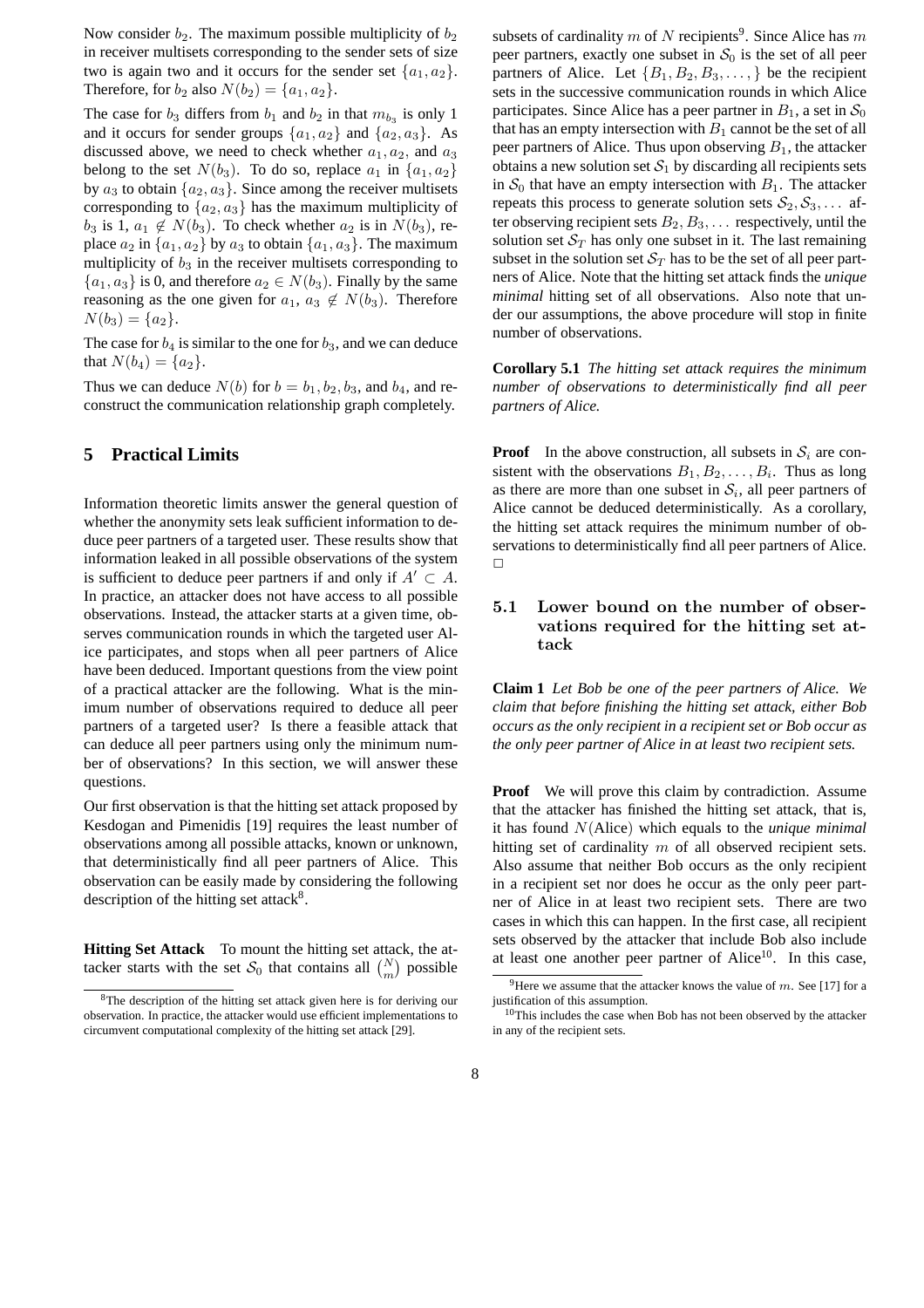Now consider $b_2$. The maximum possible multiplicity of $b_2$ in receiver multisets corresponding to the sender sets of size two is again two and it occurs for the sender set $\{a_1, a_2\}$. Therefore, for $b_2$ also $N(b_2) = \{a_1, a_2\}$.

The case for $b_3$ differs from $b_1$ and $b_2$ in that $m_{b_3}$ is only 1 and it occurs for sender groups $\{a_1, a_2\}$ and $\{a_2, a_3\}$. As discussed above, we need to check whether $a_1, a_2$, and $a_3$ belong to the set $N(b_3)$. To do so, replace $a_1$ in $\{a_1, a_2\}$ by $a_3$ to obtain $\{a_2, a_3\}$. Since among the receiver multisets corresponding to $\{a_2, a_3\}$ has the maximum multiplicity of $b_3$ is 1, $a_1 \notin N(b_3)$. To check whether $a_2$ is in $N(b_3)$, replace $a_2$ in $\{a_1, a_2\}$ by $a_3$ to obtain $\{a_1, a_3\}$. The maximum multiplicity of $b_3$ in the receiver multisets corresponding to $\{a_1, a_3\}$ is 0, and therefore $a_2 \in N(b_3)$. Finally by the same reasoning as the one given for $a_1$, $a_3 \notin N(b_3)$. Therefore $N(b_3) = \{a_2\}$.

The case for $b_4$ is similar to the one for $b_3$, and we can deduce that $N(b_4) = \{a_2\}$.

Thus we can deduce $N(b)$ for $b = b_1, b_2, b_3$, and $b_4$, and reconstruct the communication relationship graph completely.

## 5 Practical Limits

Information theoretic limits answer the general question of whether the anonymity sets leak sufficient information to deduce peer partners of a targeted user. These results show that information leaked in all possible observations of the system is sufficient to deduce peer partners if and only if $A' \subset A$. In practice, an attacker does not have access to all possible observations. Instead, the attacker starts at a given time, observes communication rounds in which the targeted user Alice participates, and stops when all peer partners of Alice have been deduced. Important questions from the view point of a practical attacker are the following. What is the minimum number of observations required to deduce all peer partners of a targeted user? Is there a feasible attack that can deduce all peer partners using only the minimum number of observations? In this section, we will answer these questions.

Our first observation is that the hitting set attack proposed by Kesdogan and Pimenidis [19] requires the least number of observations among all possible attacks, known or unknown, that deterministically find all peer partners of Alice. This observation can be easily made by considering the following description of the hitting set attack[8].

**Hitting Set Attack** To mount the hitting set attack, the attacker starts with the set $\mathcal{S}_0$ that contains all $\binom{N}{m}$ possible subsets of cardinality $m$ of $N$ recipients[9]. Since Alice has $m$ peer partners, exactly one subset in $\mathcal{S}_0$ is the set of all peer partners of Alice. Let $\{B_1, B_2, B_3, \ldots, \}$ be the recipient sets in the successive communication rounds in which Alice participates. Since Alice has a peer partner in $B_1$, a set in $\mathcal{S}_0$ that has an empty intersection with $B_1$ cannot be the set of all peer partners of Alice. Thus upon observing $B_1$, the attacker obtains a new solution set $\mathcal{S}_1$ by discarding all recipients sets in $\mathcal{S}_0$ that have an empty intersection with $B_1$. The attacker repeats this process to generate solution sets $\mathcal{S}_2, \mathcal{S}_3, \ldots$ after observing recipient sets $B_2, B_3, \ldots$ respectively, until the solution set $\mathcal{S}_T$ has only one subset in it. The last remaining subset in the solution set $\mathcal{S}_T$ has to be the set of all peer partners of Alice. Note that the hitting set attack finds the *unique minimal* hitting set of all observations. Also note that under our assumptions, the above procedure will stop in finite number of observations.

**Corollary 5.1** *The hitting set attack requires the minimum number of observations to deterministically find all peer partners of Alice.*

**Proof** In the above construction, all subsets in $\mathcal{S}_i$ are consistent with the observations $B_1, B_2, \ldots, B_i$. Thus as long as there are more than one subset in $\mathcal{S}_i$, all peer partners of Alice cannot be deduced deterministically. As a corollary, the hitting set attack requires the minimum number of observations to deterministically find all peer partners of Alice. □

### 5.1 Lower bound on the number of observations required for the hitting set attack

**Claim 1** *Let Bob be one of the peer partners of Alice. We claim that before finishing the hitting set attack, either Bob occurs as the only recipient in a recipient set or Bob occur as the only peer partner of Alice in at least two recipient sets.*

**Proof** We will prove this claim by contradiction. Assume that the attacker has finished the hitting set attack, that is, it has found $N(\text{Alice})$ which equals to the *unique minimal* hitting set of cardinality $m$ of all observed recipient sets. Also assume that neither Bob occurs as the only recipient in a recipient set nor does he occur as the only peer partner of Alice in at least two recipient sets. There are two cases in which this can happen. In the first case, all recipient sets observed by the attacker that include Bob also include at least one another peer partner of Alice[10]. In this case,

[8] The description of the hitting set attack given here is for deriving our observation. In practice, the attacker would use efficient implementations to circumvent computational complexity of the hitting set attack [29].

[9] Here we assume that the attacker knows the value of $m$. See [17] for a justification of this assumption.

[10] This includes the case when Bob has not been observed by the attacker in any of the recipient sets.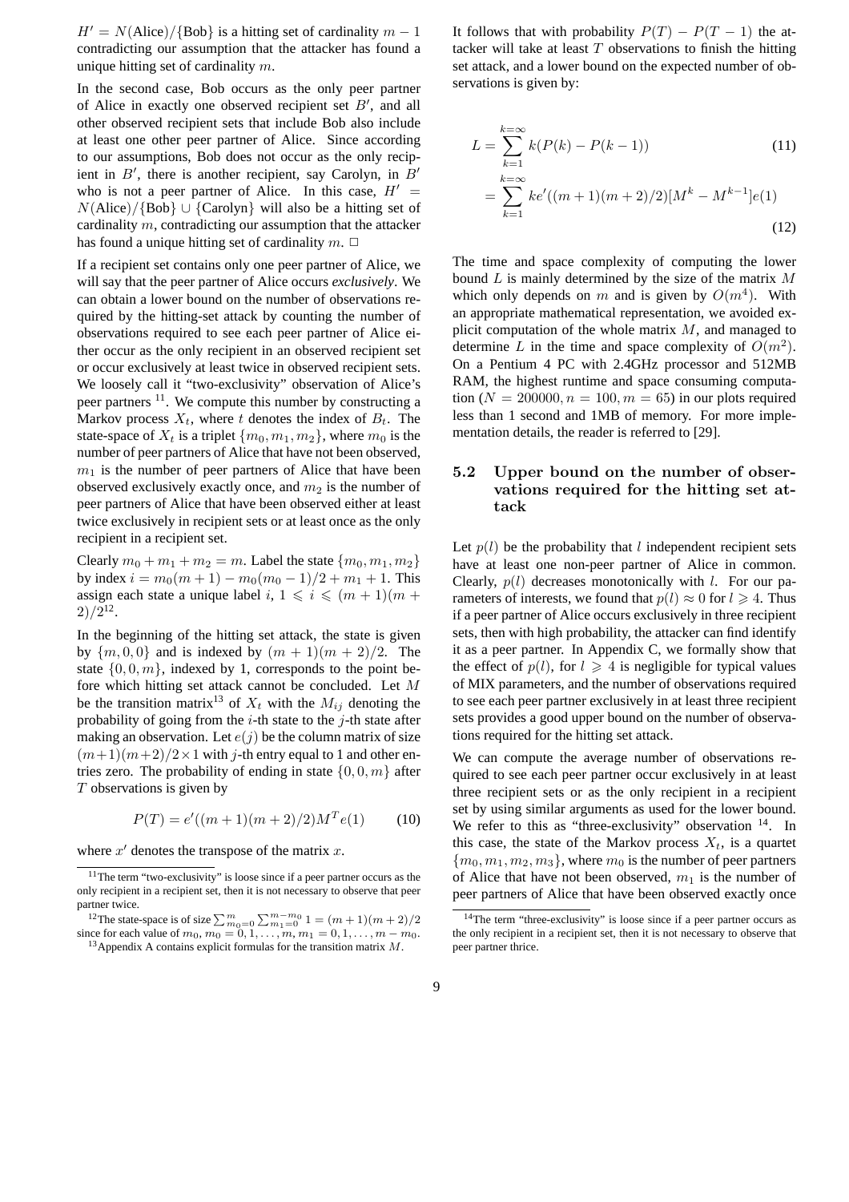$H' = N(\text{Alice})/\{\text{Bob}\}$ is a hitting set of cardinality $m-1$ contradicting our assumption that the attacker has found a unique hitting set of cardinality $m$.

In the second case, Bob occurs as the only peer partner of Alice in exactly one observed recipient set $B'$, and all other observed recipient sets that include Bob also include at least one other peer partner of Alice. Since according to our assumptions, Bob does not occur as the only recipient in $B'$, there is another recipient, say Carolyn, in $B'$ who is not a peer partner of Alice. In this case, $H' = N(\text{Alice})/\{\text{Bob}\} \cup \{\text{Carolyn}\}$ will also be a hitting set of cardinality $m$, contradicting our assumption that the attacker has found a unique hitting set of cardinality $m$. □

If a recipient set contains only one peer partner of Alice, we will say that the peer partner of Alice occurs *exclusively*. We can obtain a lower bound on the number of observations required by the hitting-set attack by counting the number of observations required to see each peer partner of Alice either occur as the only recipient in an observed recipient set or occur exclusively at least twice in observed recipient sets. We loosely call it "two-exclusivity" observation of Alice's peer partners [11]. We compute this number by constructing a Markov process $X_t$, where $t$ denotes the index of $B_t$. The state-space of $X_t$ is a triplet $\{m_0, m_1, m_2\}$, where $m_0$ is the number of peer partners of Alice that have not been observed, $m_1$ is the number of peer partners of Alice that have been observed exclusively exactly once, and $m_2$ is the number of peer partners of Alice that have been observed either at least twice exclusively in recipient sets or at least once as the only recipient in a recipient set.

Clearly $m_0 + m_1 + m_2 = m$. Label the state $\{m_0, m_1, m_2\}$ by index $i = m_0(m+1) - m_0(m_0-1)/2 + m_1 + 1$. This assign each state a unique label $i$, $1 \leqslant i \leqslant (m+1)(m+2)/2$[12].

In the beginning of the hitting set attack, the state is given by $\{m, 0, 0\}$ and is indexed by $(m+1)(m+2)/2$. The state $\{0, 0, m\}$, indexed by 1, corresponds to the point before which hitting set attack cannot be concluded. Let $M$ be the transition matrix[13] of $X_t$ with the $M_{ij}$ denoting the probability of going from the $i$-th state to the $j$-th state after making an observation. Let $e(j)$ be the column matrix of size $(m+1)(m+2)/2 \times 1$ with $j$-th entry equal to 1 and other entries zero. The probability of ending in state $\{0, 0, m\}$ after $T$ observations is given by

$$P(T) = e'((m+1)(m+2)/2)M^T e(1) \qquad (10)$$

where $x'$ denotes the transpose of the matrix $x$.

It follows that with probability $P(T) - P(T-1)$ the attacker will take at least $T$ observations to finish the hitting set attack, and a lower bound on the expected number of observations is given by:

$$L = \sum_{k=1}^{k=\infty} k(P(k) - P(k-1)) \qquad (11)$$

$$= \sum_{k=1}^{k=\infty} ke'((m+1)(m+2)/2)[M^k - M^{k-1}]e(1) \qquad (12)$$

The time and space complexity of computing the lower bound $L$ is mainly determined by the size of the matrix $M$ which only depends on $m$ and is given by $O(m^4)$. With an appropriate mathematical representation, we avoided explicit computation of the whole matrix $M$, and managed to determine $L$ in the time and space complexity of $O(m^2)$. On a Pentium 4 PC with 2.4GHz processor and 512MB RAM, the highest runtime and space consuming computation ($N = 200000, n = 100, m = 65$) in our plots required less than 1 second and 1MB of memory. For more implementation details, the reader is referred to [29].

### 5.2 Upper bound on the number of observations required for the hitting set attack

Let $p(l)$ be the probability that $l$ independent recipient sets have at least one non-peer partner of Alice in common. Clearly, $p(l)$ decreases monotonically with $l$. For our parameters of interests, we found that $p(l) \approx 0$ for $l \geqslant 4$. Thus if a peer partner of Alice occurs exclusively in three recipient sets, then with high probability, the attacker can find identify it as a peer partner. In Appendix C, we formally show that the effect of $p(l)$, for $l \geqslant 4$ is negligible for typical values of MIX parameters, and the number of observations required to see each peer partner exclusively in at least three recipient sets provides a good upper bound on the number of observations required for the hitting set attack.

We can compute the average number of observations required to see each peer partner occur exclusively in at least three recipient sets or as the only recipient in a recipient set by using similar arguments as used for the lower bound. We refer to this as "three-exclusivity" observation [14]. In this case, the state of the Markov process $X_t$, is a quartet $\{m_0, m_1, m_2, m_3\}$, where $m_0$ is the number of peer partners of Alice that have not been observed, $m_1$ is the number of peer partners of Alice that have been observed exactly once

---

[11] The term "two-exclusivity" is loose since if a peer partner occurs as the only recipient in a recipient set, then it is not necessary to observe that peer partner twice.

[12] The state-space is of size $\sum_{m_0=0}^{m} \sum_{m_1=0}^{m-m_0} 1 = (m+1)(m+2)/2$ since for each value of $m_0$, $m_0 = 0, 1, \ldots, m$, $m_1 = 0, 1, \ldots, m-m_0$.

[13] Appendix A contains explicit formulas for the transition matrix $M$.

[14] The term "three-exclusivity" is loose since if a peer partner occurs as the only recipient in a recipient set, then it is not necessary to observe that peer partner thrice.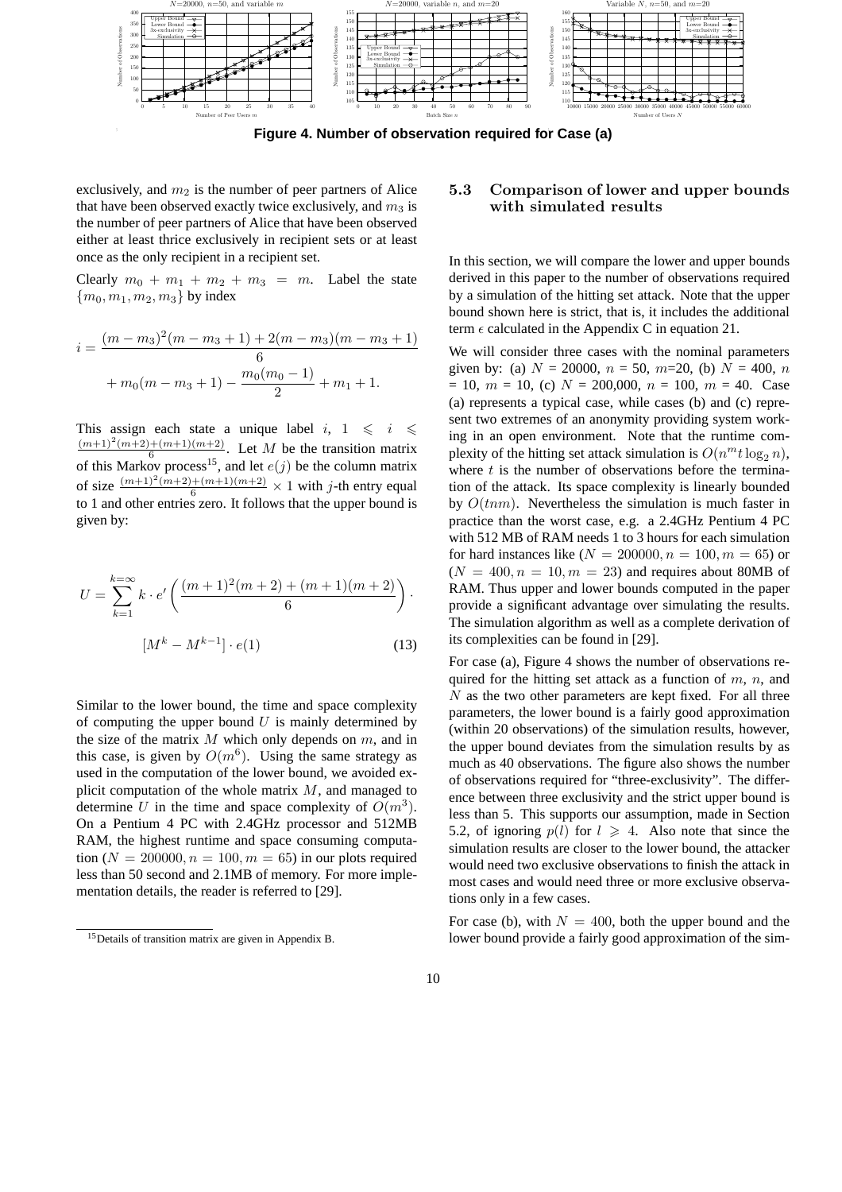Figure 4. Number of observation required for Case (a)

exclusively, and $m_2$ is the number of peer partners of Alice that have been observed exactly twice exclusively, and $m_3$ is the number of peer partners of Alice that have been observed either at least thrice exclusively in recipient sets or at least once as the only recipient in a recipient set.

Clearly $m_0 + m_1 + m_2 + m_3 = m$. Label the state $\{m_0, m_1, m_2, m_3\}$ by index

$$i = \frac{(m - m_3)^2(m - m_3 + 1) + 2(m - m_3)(m - m_3 + 1)}{6} + m_0(m - m_3 + 1) - \frac{m_0(m_0 - 1)}{2} + m_1 + 1.$$

This assign each state a unique label $i$, $1 \leqslant i \leqslant \frac{(m+1)^2(m+2)+(m+1)(m+2)}{6}$. Let $M$ be the transition matrix of this Markov process[15], and let $e(j)$ be the column matrix of size $\frac{(m+1)^2(m+2)+(m+1)(m+2)}{6} \times 1$ with $j$-th entry equal to 1 and other entries zero. It follows that the upper bound is given by:

$$U = \sum_{k=1}^{k=\infty} k \cdot e'\left(\frac{(m+1)^2(m+2) + (m+1)(m+2)}{6}\right) \cdot [M^k - M^{k-1}] \cdot e(1) \tag{13}$$

Similar to the lower bound, the time and space complexity of computing the upper bound $U$ is mainly determined by the size of the matrix $M$ which only depends on $m$, and in this case, is given by $O(m^6)$. Using the same strategy as used in the computation of the lower bound, we avoided explicit computation of the whole matrix $M$, and managed to determine $U$ in the time and space complexity of $O(m^3)$. On a Pentium 4 PC with 2.4GHz processor and 512MB RAM, the highest runtime and space consuming computation ($N = 200000, n = 100, m = 65$) in our plots required less than 50 second and 2.1MB of memory. For more implementation details, the reader is referred to [29].

[15] Details of transition matrix are given in Appendix B.

### 5.3 Comparison of lower and upper bounds with simulated results

In this section, we will compare the lower and upper bounds derived in this paper to the number of observations required by a simulation of the hitting set attack. Note that the upper bound shown here is strict, that is, it includes the additional term $\epsilon$ calculated in the Appendix C in equation 21.

We will consider three cases with the nominal parameters given by: (a) $N$ = 20000, $n$ = 50, $m$=20, (b) $N$ = 400, $n$ = 10, $m$ = 10, (c) $N$ = 200,000, $n$ = 100, $m$ = 40. Case (a) represents a typical case, while cases (b) and (c) represent two extremes of an anonymity providing system working in an open environment. Note that the runtime complexity of the hitting set attack simulation is $O(n^m t \log_2 n)$, where $t$ is the number of observations before the termination of the attack. Its space complexity is linearly bounded by $O(tnm)$. Nevertheless the simulation is much faster in practice than the worst case, e.g. a 2.4GHz Pentium 4 PC with 512 MB of RAM needs 1 to 3 hours for each simulation for hard instances like ($N = 200000, n = 100, m = 65$) or ($N = 400, n = 10, m = 23$) and requires about 80MB of RAM. Thus upper and lower bounds computed in the paper provide a significant advantage over simulating the results. The simulation algorithm as well as a complete derivation of its complexities can be found in [29].

For case (a), Figure 4 shows the number of observations required for the hitting set attack as a function of $m$, $n$, and $N$ as the two other parameters are kept fixed. For all three parameters, the lower bound is a fairly good approximation (within 20 observations) of the simulation results, however, the upper bound deviates from the simulation results by as much as 40 observations. The figure also shows the number of observations required for "three-exclusivity". The difference between three exclusivity and the strict upper bound is less than 5. This supports our assumption, made in Section 5.2, of ignoring $p(l)$ for $l \geqslant 4$. Also note that since the simulation results are closer to the lower bound, the attacker would need two exclusive observations to finish the attack in most cases and would need three or more exclusive observations only in a few cases.

For case (b), with $N = 400$, both the upper bound and the lower bound provide a fairly good approximation of the sim-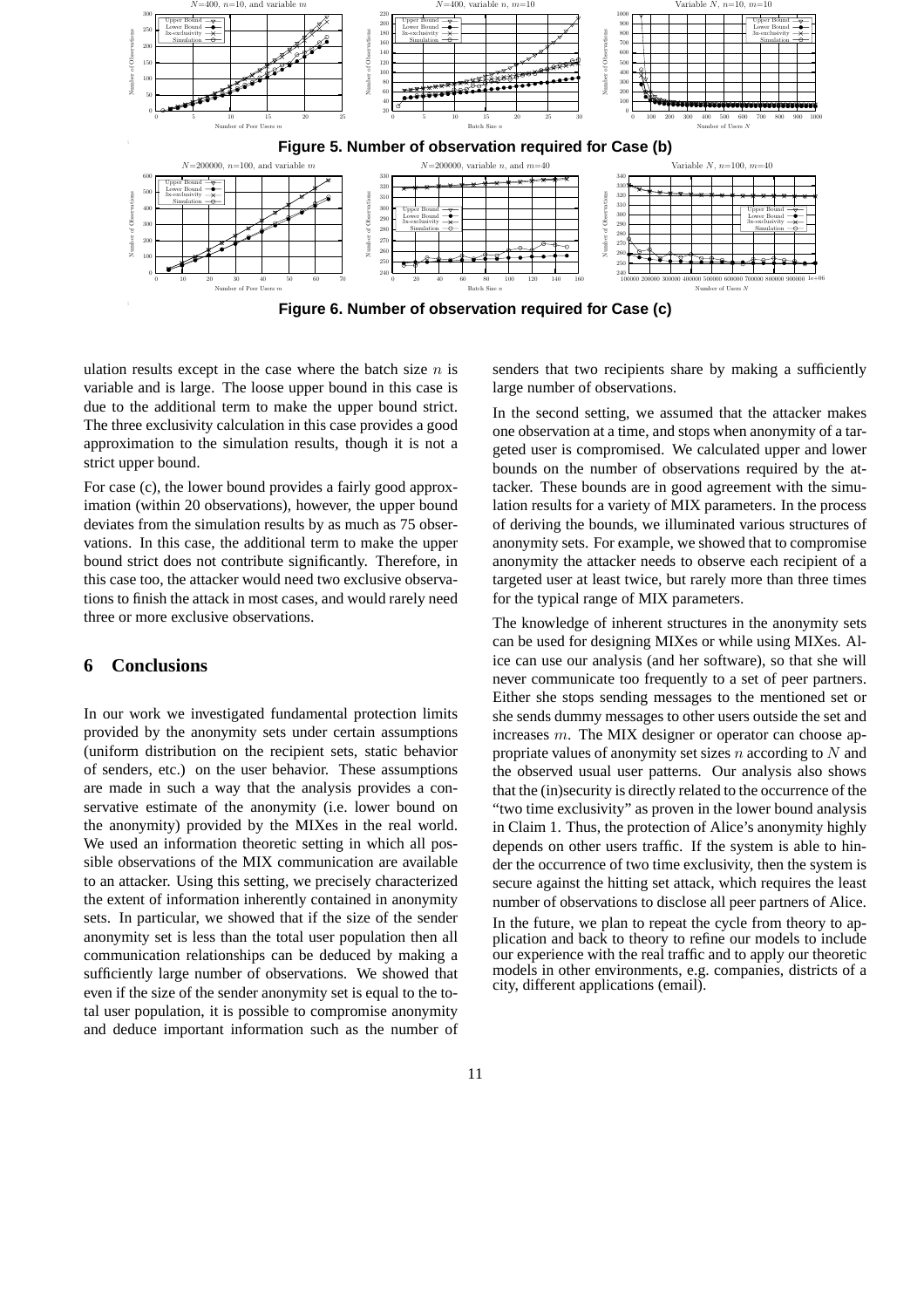**Figure 5. Number of observation required for Case (b)**

**Figure 6. Number of observation required for Case (c)**

ulation results except in the case where the batch size $n$ is variable and is large. The loose upper bound in this case is due to the additional term to make the upper bound strict. The three exclusivity calculation in this case provides a good approximation to the simulation results, though it is not a strict upper bound.

For case (c), the lower bound provides a fairly good approximation (within 20 observations), however, the upper bound deviates from the simulation results by as much as 75 observations. In this case, the additional term to make the upper bound strict does not contribute significantly. Therefore, in this case too, the attacker would need two exclusive observations to finish the attack in most cases, and would rarely need three or more exclusive observations.

## 6 Conclusions

In our work we investigated fundamental protection limits provided by the anonymity sets under certain assumptions (uniform distribution on the recipient sets, static behavior of senders, etc.) on the user behavior. These assumptions are made in such a way that the analysis provides a conservative estimate of the anonymity (i.e. lower bound on the anonymity) provided by the MIXes in the real world. We used an information theoretic setting in which all possible observations of the MIX communication are available to an attacker. Using this setting, we precisely characterized the extent of information inherently contained in anonymity sets. In particular, we showed that if the size of the sender anonymity set is less than the total user population then all communication relationships can be deduced by making a sufficiently large number of observations. We showed that even if the size of the sender anonymity set is equal to the total user population, it is possible to compromise anonymity and deduce important information such as the number of senders that two recipients share by making a sufficiently large number of observations.

In the second setting, we assumed that the attacker makes one observation at a time, and stops when anonymity of a targeted user is compromised. We calculated upper and lower bounds on the number of observations required by the attacker. These bounds are in good agreement with the simulation results for a variety of MIX parameters. In the process of deriving the bounds, we illuminated various structures of anonymity sets. For example, we showed that to compromise anonymity the attacker needs to observe each recipient of a targeted user at least twice, but rarely more than three times for the typical range of MIX parameters.

The knowledge of inherent structures in the anonymity sets can be used for designing MIXes or while using MIXes. Alice can use our analysis (and her software), so that she will never communicate too frequently to a set of peer partners. Either she stops sending messages to the mentioned set or she sends dummy messages to other users outside the set and increases $m$. The MIX designer or operator can choose appropriate values of anonymity set sizes $n$ according to $N$ and the observed usual user patterns. Our analysis also shows that the (in)security is directly related to the occurrence of the "two time exclusivity" as proven in the lower bound analysis in Claim 1. Thus, the protection of Alice's anonymity highly depends on other users traffic. If the system is able to hinder the occurrence of two time exclusivity, then the system is secure against the hitting set attack, which requires the least number of observations to disclose all peer partners of Alice.

In the future, we plan to repeat the cycle from theory to application and back to theory to refine our models to include our experience with the real traffic and to apply our theoretic models in other environments, e.g. companies, districts of a city, different applications (email).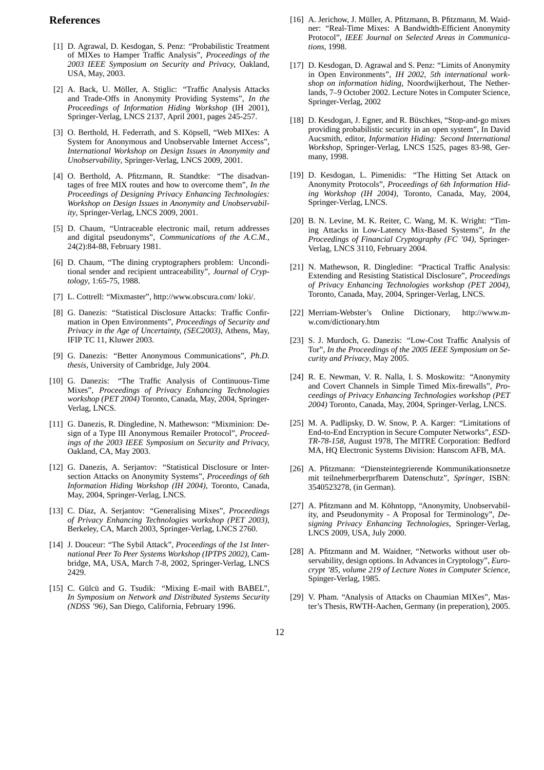## References

[1] D. Agrawal, D. Kesdogan, S. Penz: "Probabilistic Treatment of MIXes to Hamper Traffic Analysis", *Proceedings of the 2003 IEEE Symposium on Security and Privacy*, Oakland, USA, May, 2003.

[2] A. Back, U. Möller, A. Stiglic: "Traffic Analysis Attacks and Trade-Offs in Anonymity Providing Systems", *In the Proceedings of Information Hiding Workshop* (IH 2001), Springer-Verlag, LNCS 2137, April 2001, pages 245-257.

[3] O. Berthold, H. Federrath, and S. Köpsell, "Web MIXes: A System for Anonymous and Unobservable Internet Access", *International Workshop on Design Issues in Anonymity and Unobservability*, Springer-Verlag, LNCS 2009, 2001.

[4] O. Berthold, A. Pfitzmann, R. Standtke: "The disadvantages of free MIX routes and how to overcome them", *In the Proceedings of Designing Privacy Enhancing Technologies: Workshop on Design Issues in Anonymity and Unobservability*, Springer-Verlag, LNCS 2009, 2001.

[5] D. Chaum, "Untraceable electronic mail, return addresses and digital pseudonyms", *Communications of the A.C.M.*, 24(2):84-88, February 1981.

[6] D. Chaum, "The dining cryptographers problem: Unconditional sender and recipient untraceability", *Journal of Cryptology*, 1:65-75, 1988.

[7] L. Cottrell: "Mixmaster", http://www.obscura.com/ loki/.

[8] G. Danezis: "Statistical Disclosure Attacks: Traffic Confirmation in Open Environments", *Proceedings of Security and Privacy in the Age of Uncertainty, (SEC2003)*, Athens, May, IFIP TC 11, Kluwer 2003.

[9] G. Danezis: "Better Anonymous Communications", *Ph.D. thesis*, University of Cambridge, July 2004.

[10] G. Danezis: "The Traffic Analysis of Continuous-Time Mixes", *Proceedings of Privacy Enhancing Technologies workshop (PET 2004)* Toronto, Canada, May, 2004, Springer-Verlag, LNCS.

[11] G. Danezis, R. Dingledine, N. Mathewson: "Mixminion: Design of a Type III Anonymous Remailer Protocol", *Proceedings of the 2003 IEEE Symposium on Security and Privacy*, Oakland, CA, May 2003.

[12] G. Danezis, A. Serjantov: "Statistical Disclosure or Intersection Attacks on Anonymity Systems", *Proceedings of 6th Information Hiding Workshop (IH 2004)*, Toronto, Canada, May, 2004, Springer-Verlag, LNCS.

[13] C. Díaz, A. Serjantov: "Generalising Mixes", *Proceedings of Privacy Enhancing Technologies workshop (PET 2003)*, Berkeley, CA, March 2003, Springer-Verlag, LNCS 2760.

[14] J. Douceur: "The Sybil Attack", *Proceedings of the 1st International Peer To Peer Systems Workshop (IPTPS 2002)*, Cambridge, MA, USA, March 7-8, 2002, Springer-Verlag, LNCS 2429.

[15] C. Gülcü and G. Tsudik: "Mixing E-mail with BABEL", *In Symposium on Network and Distributed Systems Security (NDSS '96)*, San Diego, California, February 1996.

[16] A. Jerichow, J. Müller, A. Pfitzmann, B. Pfitzmann, M. Waidner: "Real-Time Mixes: A Bandwidth-Efficient Anonymity Protocol", *IEEE Journal on Selected Areas in Communications*, 1998.

[17] D. Kesdogan, D. Agrawal and S. Penz: "Limits of Anonymity in Open Environments", *IH 2002, 5th international workshop on information hiding*, Noordwijkerhout, The Netherlands, 7–9 October 2002. Lecture Notes in Computer Science, Springer-Verlag, 2002

[18] D. Kesdogan, J. Egner, and R. Büschkes, "Stop-and-go mixes providing probabilistic security in an open system", In David Aucsmith, editor, *Information Hiding: Second International Workshop*, Springer-Verlag, LNCS 1525, pages 83-98, Germany, 1998.

[19] D. Kesdogan, L. Pimenidis: "The Hitting Set Attack on Anonymity Protocols", *Proceedings of 6th Information Hiding Workshop (IH 2004)*, Toronto, Canada, May, 2004, Springer-Verlag, LNCS.

[20] B. N. Levine, M. K. Reiter, C. Wang, M. K. Wright: "Timing Attacks in Low-Latency Mix-Based Systems", *In the Proceedings of Financial Cryptography (FC '04)*, Springer-Verlag, LNCS 3110, February 2004.

[21] N. Mathewson, R. Dingledine: "Practical Traffic Analysis: Extending and Resisting Statistical Disclosure", *Proceedings of Privacy Enhancing Technologies workshop (PET 2004)*, Toronto, Canada, May, 2004, Springer-Verlag, LNCS.

[22] Merriam-Webster's Online Dictionary, http://www.m-w.com/dictionary.htm

[23] S. J. Murdoch, G. Danezis: "Low-Cost Traffic Analysis of Tor", *In the Proceedings of the 2005 IEEE Symposium on Security and Privacy*, May 2005.

[24] R. E. Newman, V. R. Nalla, I. S. Moskowitz: "Anonymity and Covert Channels in Simple Timed Mix-firewalls", *Proceedings of Privacy Enhancing Technologies workshop (PET 2004)* Toronto, Canada, May, 2004, Springer-Verlag, LNCS.

[25] M. A. Padlipsky, D. W. Snow, P. A. Karger: "Limitations of End-to-End Encryption in Secure Computer Networks", *ESD-TR-78-158*, August 1978, The MITRE Corporation: Bedford MA, HQ Electronic Systems Division: Hanscom AFB, MA.

[26] A. Pfitzmann: "Diensteintegrierende Kommunikationsnetze mit teilnehmerberprfbarem Datenschutz", *Springer*, ISBN: 3540523278, (in German).

[27] A. Pfitzmann and M. Köhntopp, "Anonymity, Unobservability, and Pseudonymity - A Proposal for Terminology", *Designing Privacy Enhancing Technologies*, Springer-Verlag, LNCS 2009, USA, July 2000.

[28] A. Pfitzmann and M. Waidner, "Networks without user observability, design options. In Advances in Cryptology", *Eurocrypt '85, volume 219 of Lecture Notes in Computer Science*, Spinger-Verlag, 1985.

[29] V. Pham. "Analysis of Attacks on Chaumian MIXes", Master's Thesis, RWTH-Aachen, Germany (in preperation), 2005.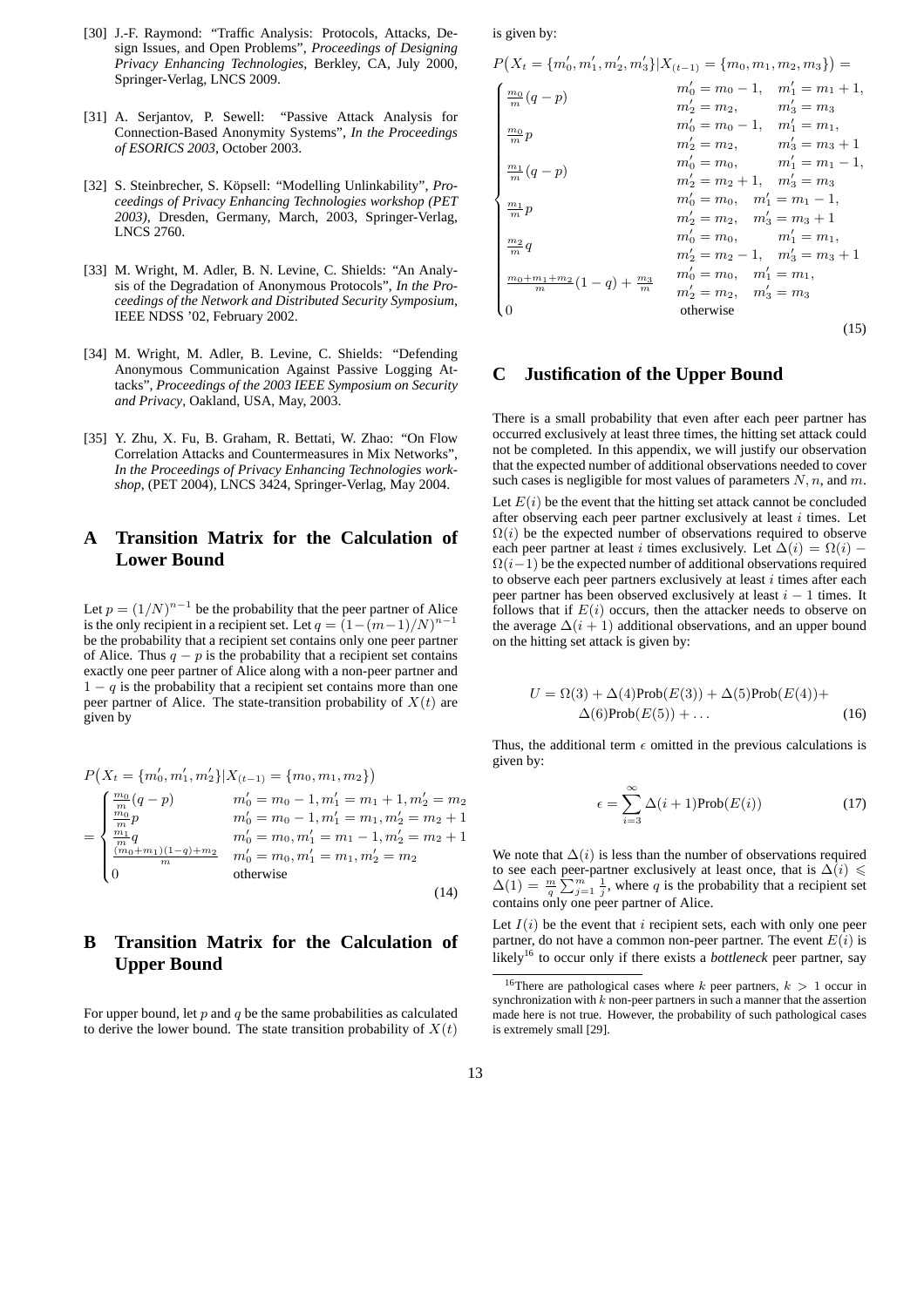[30] J.-F. Raymond: "Traffic Analysis: Protocols, Attacks, Design Issues, and Open Problems", *Proceedings of Designing Privacy Enhancing Technologies*, Berkley, CA, July 2000, Springer-Verlag, LNCS 2009.

[31] A. Serjantov, P. Sewell: "Passive Attack Analysis for Connection-Based Anonymity Systems", *In the Proceedings of ESORICS 2003*, October 2003.

[32] S. Steinbrecher, S. Köpsell: "Modelling Unlinkability", *Proceedings of Privacy Enhancing Technologies workshop (PET 2003)*, Dresden, Germany, March, 2003, Springer-Verlag, LNCS 2760.

[33] M. Wright, M. Adler, B. N. Levine, C. Shields: "An Analysis of the Degradation of Anonymous Protocols", *In the Proceedings of the Network and Distributed Security Symposium*, IEEE NDSS '02, February 2002.

[34] M. Wright, M. Adler, B. Levine, C. Shields: "Defending Anonymous Communication Against Passive Logging Attacks", *Proceedings of the 2003 IEEE Symposium on Security and Privacy*, Oakland, USA, May, 2003.

[35] Y. Zhu, X. Fu, B. Graham, R. Bettati, W. Zhao: "On Flow Correlation Attacks and Countermeasures in Mix Networks", *In the Proceedings of Privacy Enhancing Technologies workshop*, (PET 2004), LNCS 3424, Springer-Verlag, May 2004.

# A Transition Matrix for the Calculation of Lower Bound

Let $p = (1/N)^{n-1}$ be the probability that the peer partner of Alice is the only recipient in a recipient set. Let $q = (1-(m-1)/N)^{n-1}$ be the probability that a recipient set contains only one peer partner of Alice. Thus $q - p$ is the probability that a recipient set contains exactly one peer partner of Alice along with a non-peer partner and $1 - q$ is the probability that a recipient set contains more than one peer partner of Alice. The state-transition probability of $X(t)$ are given by

$$
\begin{aligned}
&P\big(X_t = \{m_0', m_1', m_2'\} | X_{(t-1)} = \{m_0, m_1, m_2\}\big) \\
&= \begin{cases}
\frac{m_0}{m}(q-p) & m_0' = m_0 - 1, m_1' = m_1 + 1, m_2' = m_2 \\
\frac{m_0}{m}p & m_0' = m_0 - 1, m_1' = m_1, m_2' = m_2 + 1 \\
\frac{m_1}{m}q & m_0' = m_0, m_1' = m_1 - 1, m_2' = m_2 + 1 \\
\frac{(m_0+m_1)(1-q)+m_2}{m} & m_0' = m_0, m_1' = m_1, m_2' = m_2 \\
0 & \text{otherwise}
\end{cases}
\end{aligned}
\tag{14}
$$

# B Transition Matrix for the Calculation of Upper Bound

For upper bound, let $p$ and $q$ be the same probabilities as calculated to derive the lower bound. The state transition probability of $X(t)$ is given by:

$$
\begin{aligned}
&P\big(X_t = \{m_0', m_1', m_2', m_3'\} | X_{(t-1)} = \{m_0, m_1, m_2, m_3\}\big) = \\
&\begin{cases}
\frac{m_0}{m}(q-p) & m_0' = m_0 - 1, \quad m_1' = m_1 + 1, \quad m_2' = m_2, \quad m_3' = m_3 \\
\frac{m_0}{m}p & m_0' = m_0 - 1, \quad m_1' = m_1, \quad m_2' = m_2, \quad m_3' = m_3 + 1 \\
\frac{m_1}{m}(q-p) & m_0' = m_0, \quad m_1' = m_1 - 1, \quad m_2' = m_2 + 1, \quad m_3' = m_3 \\
\frac{m_1}{m}p & m_0' = m_0, \quad m_1' = m_1 - 1, \quad m_2' = m_2, \quad m_3' = m_3 + 1 \\
\frac{m_2}{m}q & m_0' = m_0, \quad m_1' = m_1, \quad m_2' = m_2 - 1, \quad m_3' = m_3 + 1 \\
\frac{m_0+m_1+m_2}{m}(1-q) + \frac{m_3}{m} & m_0' = m_0, \quad m_1' = m_1, \quad m_2' = m_2, \quad m_3' = m_3 \\
0 & \text{otherwise}
\end{cases}
\end{aligned}
\tag{15}
$$

# C Justification of the Upper Bound

There is a small probability that even after each peer partner has occurred exclusively at least three times, the hitting set attack could not be completed. In this appendix, we will justify our observation that the expected number of additional observations needed to cover such cases is negligible for most values of parameters $N$, $n$, and $m$.

Let $E(i)$ be the event that the hitting set attack cannot be concluded after observing each peer partner exclusively at least $i$ times. Let $\Omega(i)$ be the expected number of observations required to observe each peer partner at least $i$ times exclusively. Let $\Delta(i) = \Omega(i) - \Omega(i-1)$ be the expected number of additional observations required to observe each peer partners exclusively at least $i$ times after each peer partner has been observed exclusively at least $i-1$ times. It follows that if $E(i)$ occurs, then the attacker needs to observe on the average $\Delta(i+1)$ additional observations, and an upper bound on the hitting set attack is given by:

$$
\begin{aligned}
U = \Omega(3) + \Delta(4)\text{Prob}(E(3)) + \Delta(5)\text{Prob}(E(4)) + \\
\Delta(6)\text{Prob}(E(5)) + \ldots
\end{aligned}
\tag{16}
$$

Thus, the additional term $\epsilon$ omitted in the previous calculations is given by:

$$
\epsilon = \sum_{i=3}^{\infty} \Delta(i+1)\text{Prob}(E(i)) \tag{17}
$$

We note that $\Delta(i)$ is less than the number of observations required to see each peer-partner exclusively at least once, that is $\Delta(i) \leqslant \Delta(1) = \frac{m}{q}\sum_{j=1}^{m}\frac{1}{j}$, where $q$ is the probability that a recipient set contains only one peer partner of Alice.

Let $I(i)$ be the event that $i$ recipient sets, each with only one peer partner, do not have a common non-peer partner. The event $E(i)$ is likely[16] to occur only if there exists a *bottleneck* peer partner, say

[16] There are pathological cases where $k$ peer partners, $k > 1$ occur in synchronization with $k$ non-peer partners in such a manner that the assertion made here is not true. However, the probability of such pathological cases is extremely small [29].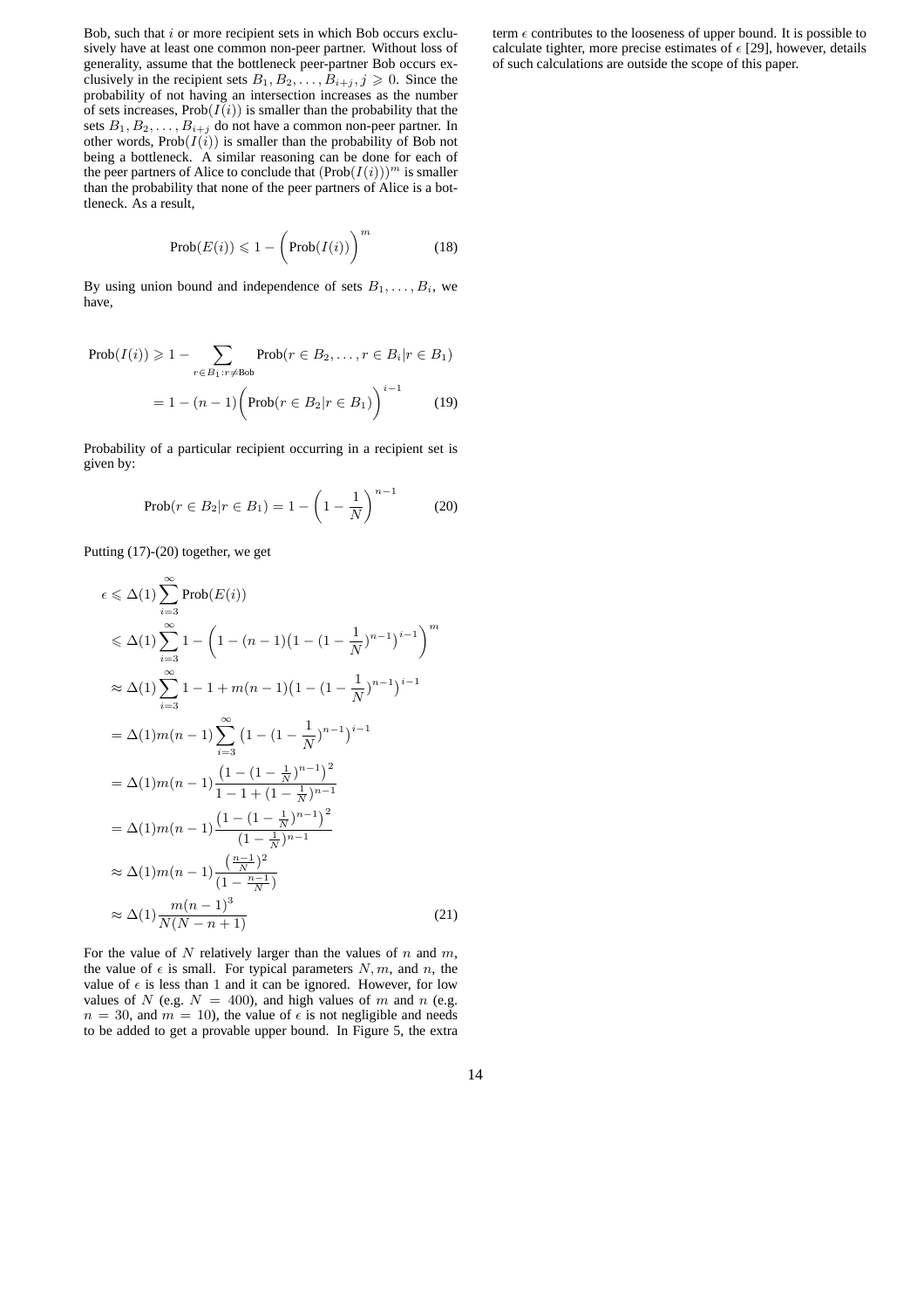Bob, such that $i$ or more recipient sets in which Bob occurs exclusively have at least one common non-peer partner. Without loss of generality, assume that the bottleneck peer-partner Bob occurs exclusively in the recipient sets $B_1, B_2, \ldots, B_{i+j}, j \geqslant 0$. Since the probability of not having an intersection increases as the number of sets increases, $\text{Prob}(I(i))$ is smaller than the probability that the sets $B_1, B_2, \ldots, B_{i+j}$ do not have a common non-peer partner. In other words, $\text{Prob}(I(i))$ is smaller than the probability of Bob not being a bottleneck. A similar reasoning can be done for each of the peer partners of Alice to conclude that $(\text{Prob}(I(i)))^m$ is smaller than the probability that none of the peer partners of Alice is a bottleneck. As a result,

$$\text{Prob}(E(i)) \leqslant 1 - \bigg(\text{Prob}(I(i))\bigg)^m \tag{18}$$

By using union bound and independence of sets $B_1, \ldots, B_i$, we have,

$$\begin{aligned}
\text{Prob}(I(i)) &\geqslant 1 - \sum_{r \in B_1 : r \neq \text{Bob}} \text{Prob}(r \in B_2, \ldots, r \in B_i | r \in B_1) \\
&= 1 - (n-1)\bigg(\text{Prob}(r \in B_2 | r \in B_1)\bigg)^{i-1} \qquad (19)
\end{aligned}$$

Probability of a particular recipient occurring in a recipient set is given by:

$$\text{Prob}(r \in B_2 | r \in B_1) = 1 - \left(1 - \frac{1}{N}\right)^{n-1} \tag{20}$$

Putting (17)-(20) together, we get

$$\begin{aligned}
\epsilon &\leqslant \Delta(1) \sum_{i=3}^{\infty} \text{Prob}(E(i)) \\
&\leqslant \Delta(1) \sum_{i=3}^{\infty} 1 - \bigg(1 - (n-1)\big(1 - (1 - \frac{1}{N})^{n-1}\big)^{i-1}\bigg)^m \\
&\approx \Delta(1) \sum_{i=3}^{\infty} 1 - 1 + m(n-1)\big(1 - (1 - \frac{1}{N})^{n-1}\big)^{i-1} \\
&= \Delta(1) m(n-1) \sum_{i=3}^{\infty} \big(1 - (1 - \frac{1}{N})^{n-1}\big)^{i-1} \\
&= \Delta(1) m(n-1) \frac{\big(1 - (1 - \frac{1}{N})^{n-1}\big)^2}{1 - 1 + (1 - \frac{1}{N})^{n-1}} \\
&= \Delta(1) m(n-1) \frac{\big(1 - (1 - \frac{1}{N})^{n-1}\big)^2}{(1 - \frac{1}{N})^{n-1}} \\
&\approx \Delta(1) m(n-1) \frac{\big(\frac{n-1}{N}\big)^2}{(1 - \frac{n-1}{N})} \\
&\approx \Delta(1) \frac{m(n-1)^3}{N(N-n+1)} \qquad (21)
\end{aligned}$$

For the value of $N$ relatively larger than the values of $n$ and $m$, the value of $\epsilon$ is small. For typical parameters $N, m$, and $n$, the value of $\epsilon$ is less than 1 and it can be ignored. However, for low values of $N$ (e.g. $N = 400$), and high values of $m$ and $n$ (e.g. $n = 30$, and $m = 10$), the value of $\epsilon$ is not negligible and needs to be added to get a provable upper bound. In Figure 5, the extra term $\epsilon$ contributes to the looseness of upper bound. It is possible to calculate tighter, more precise estimates of $\epsilon$ [29], however, details of such calculations are outside the scope of this paper.